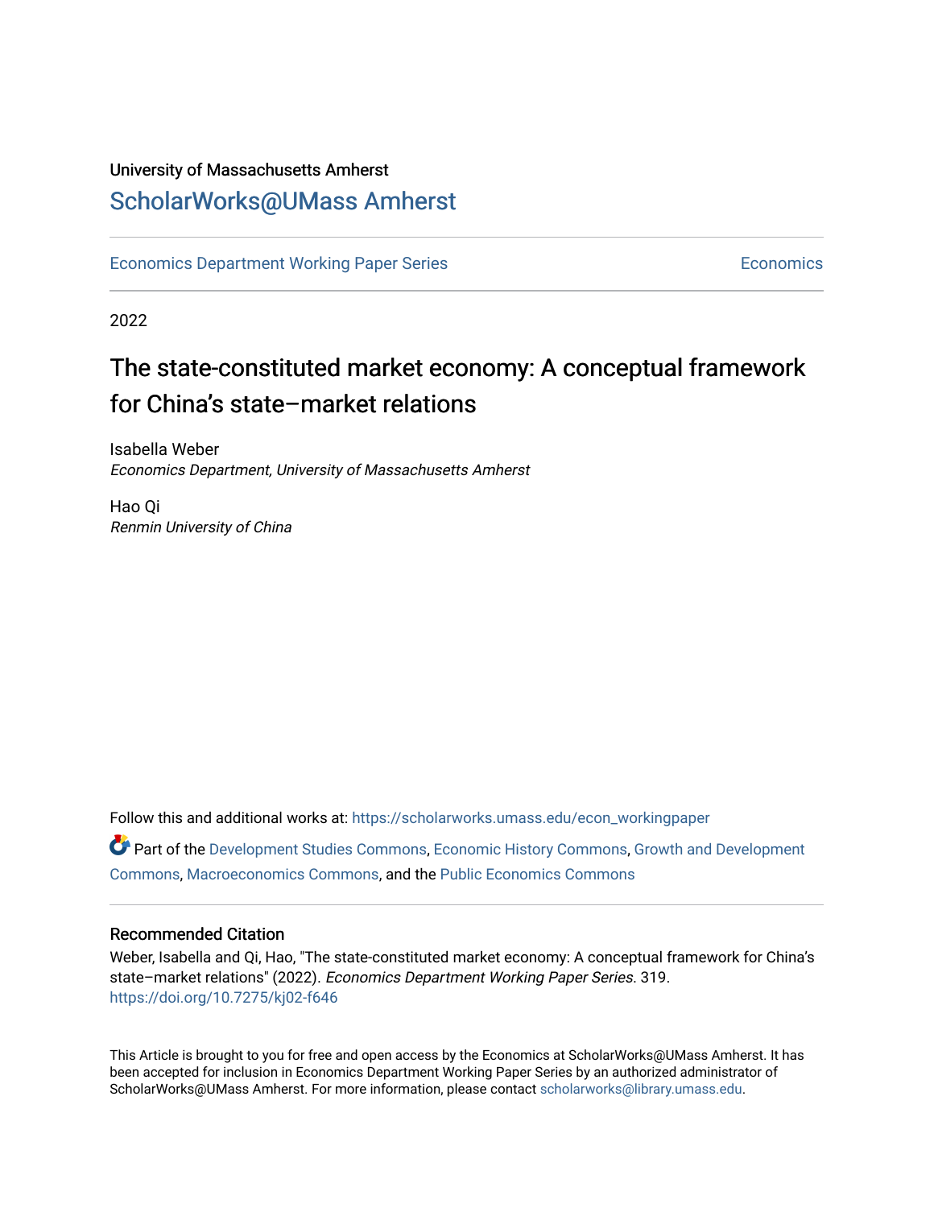University of Massachusetts Amherst

ScholarWorks@UMass Amherst

Economics Department Working Paper Series | Economics

2022

# The state-constituted market economy: A conceptual framework for China's state–market relations

Isabella Weber
*Economics Department, University of Massachusetts Amherst*

Hao Qi
*Renmin University of China*

Follow this and additional works at: https://scholarworks.umass.edu/econ_workingpaper

Part of the Development Studies Commons, Economic History Commons, Growth and Development Commons, Macroeconomics Commons, and the Public Economics Commons

### Recommended Citation

Weber, Isabella and Qi, Hao, "The state-constituted market economy: A conceptual framework for China's state–market relations" (2022). *Economics Department Working Paper Series*. 319.
https://doi.org/10.7275/kj02-f646

This Article is brought to you for free and open access by the Economics at ScholarWorks@UMass Amherst. It has been accepted for inclusion in Economics Department Working Paper Series by an authorized administrator of ScholarWorks@UMass Amherst. For more information, please contact scholarworks@library.umass.edu.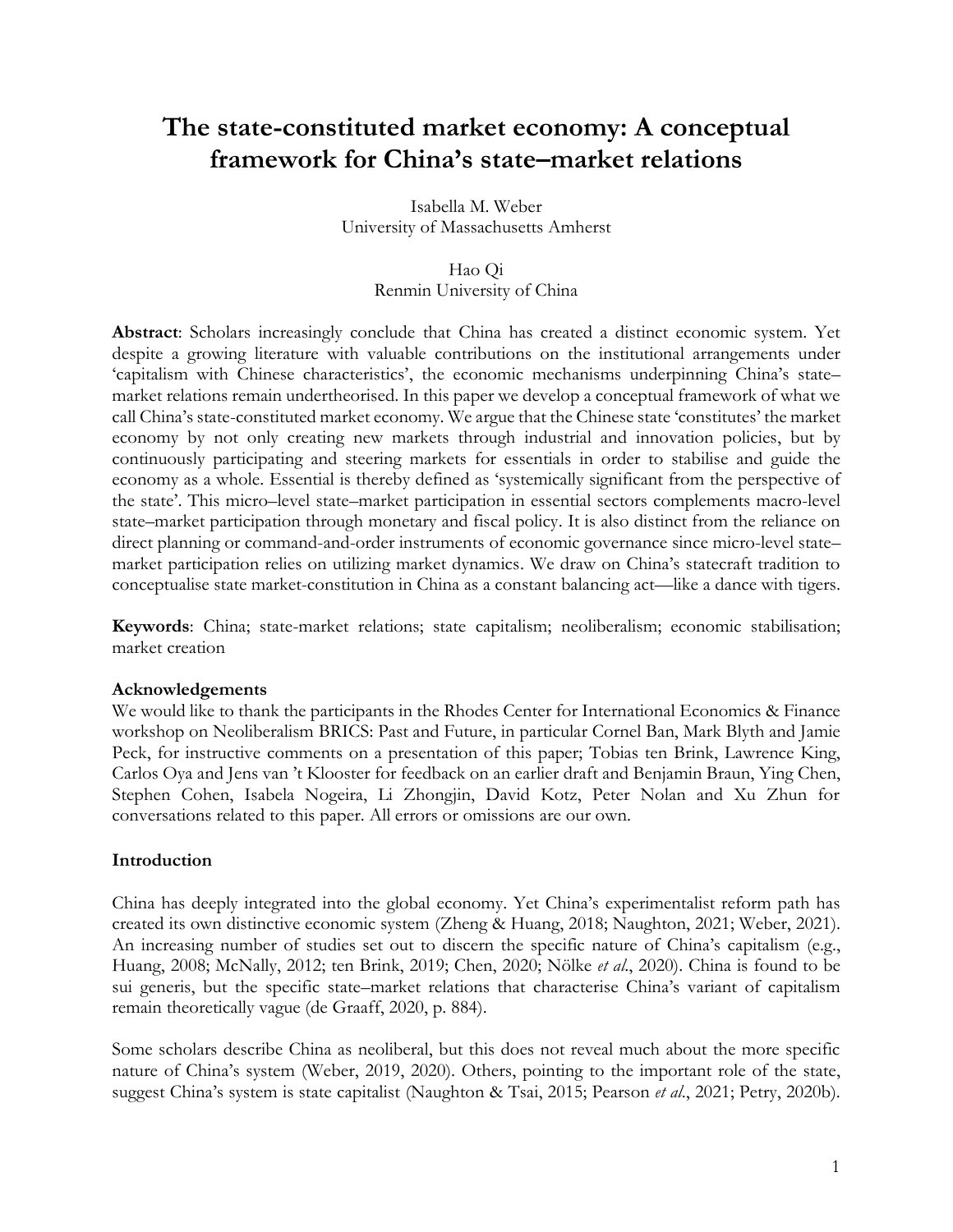# The state-constituted market economy: A conceptual framework for China's state–market relations

Isabella M. Weber
University of Massachusetts Amherst

Hao Qi
Renmin University of China

**Abstract**: Scholars increasingly conclude that China has created a distinct economic system. Yet despite a growing literature with valuable contributions on the institutional arrangements under 'capitalism with Chinese characteristics', the economic mechanisms underpinning China's state–market relations remain undertheorised. In this paper we develop a conceptual framework of what we call China's state-constituted market economy. We argue that the Chinese state 'constitutes' the market economy by not only creating new markets through industrial and innovation policies, but by continuously participating and steering markets for essentials in order to stabilise and guide the economy as a whole. Essential is thereby defined as 'systemically significant from the perspective of the state'. This micro–level state–market participation in essential sectors complements macro-level state–market participation through monetary and fiscal policy. It is also distinct from the reliance on direct planning or command-and-order instruments of economic governance since micro-level state–market participation relies on utilizing market dynamics. We draw on China's statecraft tradition to conceptualise state market-constitution in China as a constant balancing act—like a dance with tigers.

**Keywords**: China; state-market relations; state capitalism; neoliberalism; economic stabilisation; market creation

**Acknowledgements**
We would like to thank the participants in the Rhodes Center for International Economics & Finance workshop on Neoliberalism BRICS: Past and Future, in particular Cornel Ban, Mark Blyth and Jamie Peck, for instructive comments on a presentation of this paper; Tobias ten Brink, Lawrence King, Carlos Oya and Jens van 't Klooster for feedback on an earlier draft and Benjamin Braun, Ying Chen, Stephen Cohen, Isabela Nogeira, Li Zhongjin, David Kotz, Peter Nolan and Xu Zhun for conversations related to this paper. All errors or omissions are our own.

**Introduction**

China has deeply integrated into the global economy. Yet China's experimentalist reform path has created its own distinctive economic system (Zheng & Huang, 2018; Naughton, 2021; Weber, 2021). An increasing number of studies set out to discern the specific nature of China's capitalism (e.g., Huang, 2008; McNally, 2012; ten Brink, 2019; Chen, 2020; Nölke *et al.*, 2020). China is found to be sui generis, but the specific state–market relations that characterise China's variant of capitalism remain theoretically vague (de Graaff, 2020, p. 884).

Some scholars describe China as neoliberal, but this does not reveal much about the more specific nature of China's system (Weber, 2019, 2020). Others, pointing to the important role of the state, suggest China's system is state capitalist (Naughton & Tsai, 2015; Pearson *et al.*, 2021; Petry, 2020b).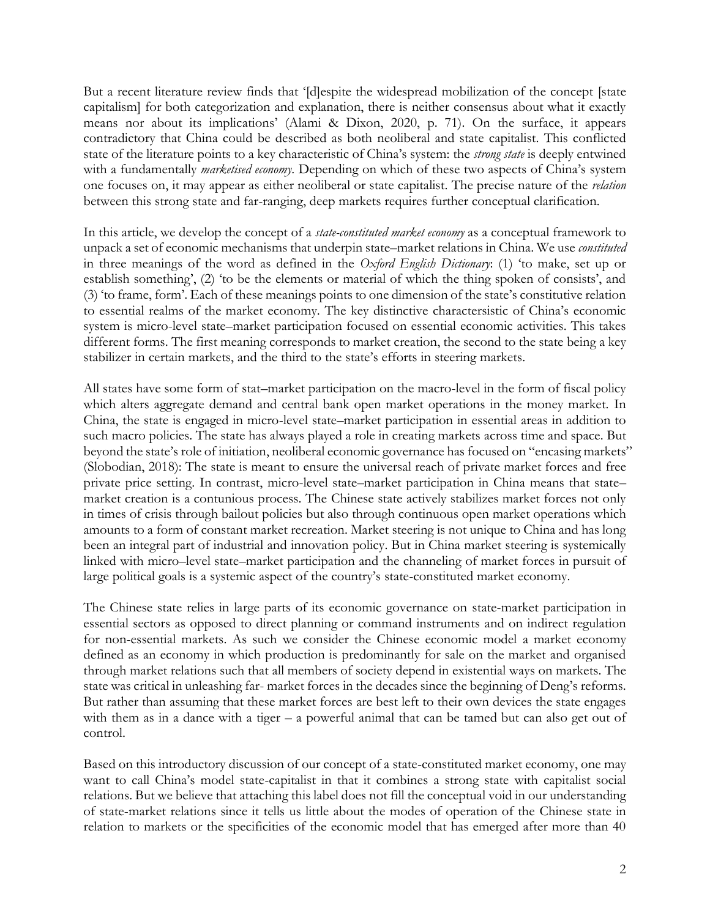But a recent literature review finds that '[d]espite the widespread mobilization of the concept [state capitalism] for both categorization and explanation, there is neither consensus about what it exactly means nor about its implications' (Alami & Dixon, 2020, p. 71). On the surface, it appears contradictory that China could be described as both neoliberal and state capitalist. This conflicted state of the literature points to a key characteristic of China's system: the *strong state* is deeply entwined with a fundamentally *marketised economy*. Depending on which of these two aspects of China's system one focuses on, it may appear as either neoliberal or state capitalist. The precise nature of the *relation* between this strong state and far-ranging, deep markets requires further conceptual clarification.

In this article, we develop the concept of a *state-constituted market economy* as a conceptual framework to unpack a set of economic mechanisms that underpin state–market relations in China. We use *constituted* in three meanings of the word as defined in the *Oxford English Dictionary*: (1) 'to make, set up or establish something', (2) 'to be the elements or material of which the thing spoken of consists', and (3) 'to frame, form'. Each of these meanings points to one dimension of the state's constitutive relation to essential realms of the market economy. The key distinctive charactersistic of China's economic system is micro-level state–market participation focused on essential economic activities. This takes different forms. The first meaning corresponds to market creation, the second to the state being a key stabilizer in certain markets, and the third to the state's efforts in steering markets.

All states have some form of stat–market participation on the macro-level in the form of fiscal policy which alters aggregate demand and central bank open market operations in the money market. In China, the state is engaged in micro-level state–market participation in essential areas in addition to such macro policies. The state has always played a role in creating markets across time and space. But beyond the state's role of initiation, neoliberal economic governance has focused on "encasing markets" (Slobodian, 2018): The state is meant to ensure the universal reach of private market forces and free private price setting. In contrast, micro-level state–market participation in China means that state–market creation is a contunious process. The Chinese state actively stabilizes market forces not only in times of crisis through bailout policies but also through continuous open market operations which amounts to a form of constant market recreation. Market steering is not unique to China and has long been an integral part of industrial and innovation policy. But in China market steering is systemically linked with micro–level state–market participation and the channeling of market forces in pursuit of large political goals is a systemic aspect of the country's state-constituted market economy.

The Chinese state relies in large parts of its economic governance on state-market participation in essential sectors as opposed to direct planning or command instruments and on indirect regulation for non-essential markets. As such we consider the Chinese economic model a market economy defined as an economy in which production is predominantly for sale on the market and organised through market relations such that all members of society depend in existential ways on markets. The state was critical in unleashing far- market forces in the decades since the beginning of Deng's reforms. But rather than assuming that these market forces are best left to their own devices the state engages with them as in a dance with a tiger – a powerful animal that can be tamed but can also get out of control.

Based on this introductory discussion of our concept of a state-constituted market economy, one may want to call China's model state-capitalist in that it combines a strong state with capitalist social relations. But we believe that attaching this label does not fill the conceptual void in our understanding of state-market relations since it tells us little about the modes of operation of the Chinese state in relation to markets or the specificities of the economic model that has emerged after more than 40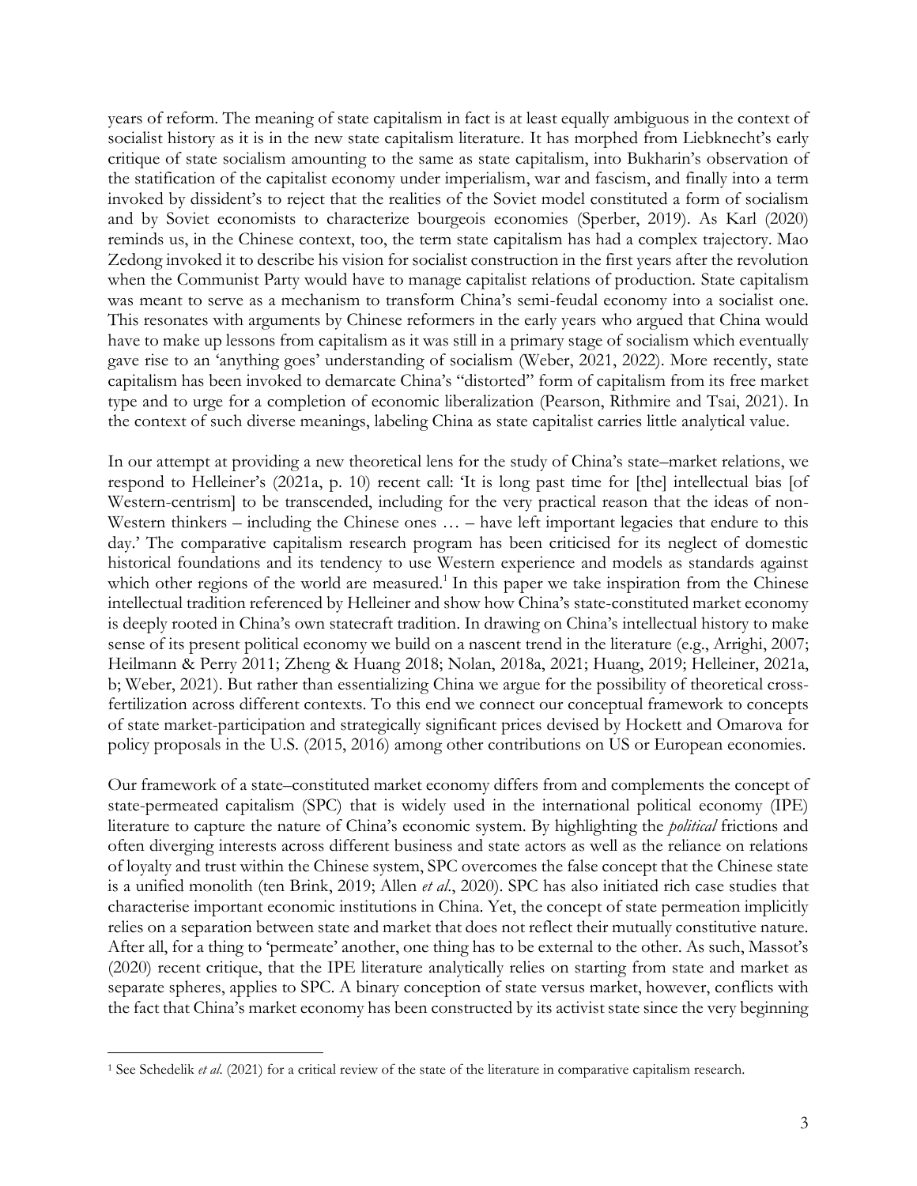years of reform. The meaning of state capitalism in fact is at least equally ambiguous in the context of socialist history as it is in the new state capitalism literature. It has morphed from Liebknecht's early critique of state socialism amounting to the same as state capitalism, into Bukharin's observation of the statification of the capitalist economy under imperialism, war and fascism, and finally into a term invoked by dissident's to reject that the realities of the Soviet model constituted a form of socialism and by Soviet economists to characterize bourgeois economies (Sperber, 2019). As Karl (2020) reminds us, in the Chinese context, too, the term state capitalism has had a complex trajectory. Mao Zedong invoked it to describe his vision for socialist construction in the first years after the revolution when the Communist Party would have to manage capitalist relations of production. State capitalism was meant to serve as a mechanism to transform China's semi-feudal economy into a socialist one. This resonates with arguments by Chinese reformers in the early years who argued that China would have to make up lessons from capitalism as it was still in a primary stage of socialism which eventually gave rise to an 'anything goes' understanding of socialism (Weber, 2021, 2022). More recently, state capitalism has been invoked to demarcate China's "distorted" form of capitalism from its free market type and to urge for a completion of economic liberalization (Pearson, Rithmire and Tsai, 2021). In the context of such diverse meanings, labeling China as state capitalist carries little analytical value.

In our attempt at providing a new theoretical lens for the study of China's state–market relations, we respond to Helleiner's (2021a, p. 10) recent call: 'It is long past time for [the] intellectual bias [of Western-centrism] to be transcended, including for the very practical reason that the ideas of non-Western thinkers – including the Chinese ones … – have left important legacies that endure to this day.' The comparative capitalism research program has been criticised for its neglect of domestic historical foundations and its tendency to use Western experience and models as standards against which other regions of the world are measured.[1] In this paper we take inspiration from the Chinese intellectual tradition referenced by Helleiner and show how China's state-constituted market economy is deeply rooted in China's own statecraft tradition. In drawing on China's intellectual history to make sense of its present political economy we build on a nascent trend in the literature (e.g., Arrighi, 2007; Heilmann & Perry 2011; Zheng & Huang 2018; Nolan, 2018a, 2021; Huang, 2019; Helleiner, 2021a, b; Weber, 2021). But rather than essentializing China we argue for the possibility of theoretical cross-fertilization across different contexts. To this end we connect our conceptual framework to concepts of state market-participation and strategically significant prices devised by Hockett and Omarova for policy proposals in the U.S. (2015, 2016) among other contributions on US or European economies.

Our framework of a state–constituted market economy differs from and complements the concept of state-permeated capitalism (SPC) that is widely used in the international political economy (IPE) literature to capture the nature of China's economic system. By highlighting the *political* frictions and often diverging interests across different business and state actors as well as the reliance on relations of loyalty and trust within the Chinese system, SPC overcomes the false concept that the Chinese state is a unified monolith (ten Brink, 2019; Allen *et al.*, 2020). SPC has also initiated rich case studies that characterise important economic institutions in China. Yet, the concept of state permeation implicitly relies on a separation between state and market that does not reflect their mutually constitutive nature. After all, for a thing to 'permeate' another, one thing has to be external to the other. As such, Massot's (2020) recent critique, that the IPE literature analytically relies on starting from state and market as separate spheres, applies to SPC. A binary conception of state versus market, however, conflicts with the fact that China's market economy has been constructed by its activist state since the very beginning

[1] See Schedelik *et al.* (2021) for a critical review of the state of the literature in comparative capitalism research.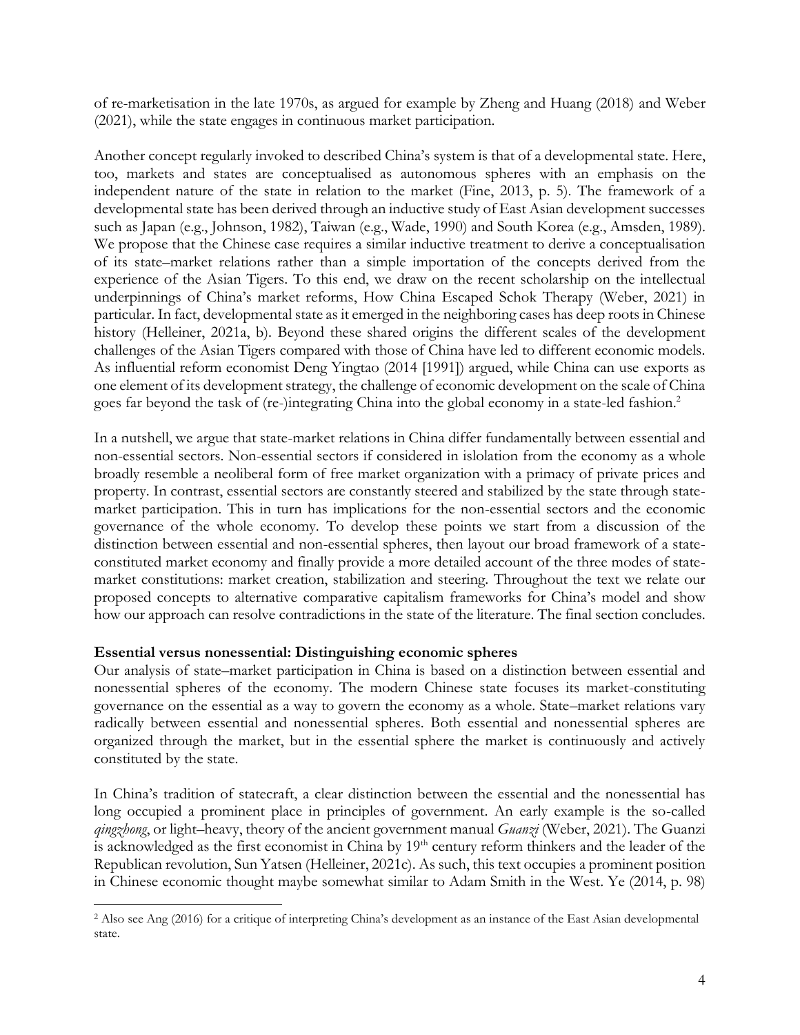of re-marketisation in the late 1970s, as argued for example by Zheng and Huang (2018) and Weber (2021), while the state engages in continuous market participation.

Another concept regularly invoked to described China's system is that of a developmental state. Here, too, markets and states are conceptualised as autonomous spheres with an emphasis on the independent nature of the state in relation to the market (Fine, 2013, p. 5). The framework of a developmental state has been derived through an inductive study of East Asian development successes such as Japan (e.g., Johnson, 1982), Taiwan (e.g., Wade, 1990) and South Korea (e.g., Amsden, 1989). We propose that the Chinese case requires a similar inductive treatment to derive a conceptualisation of its state–market relations rather than a simple importation of the concepts derived from the experience of the Asian Tigers. To this end, we draw on the recent scholarship on the intellectual underpinnings of China's market reforms, How China Escaped Schok Therapy (Weber, 2021) in particular. In fact, developmental state as it emerged in the neighboring cases has deep roots in Chinese history (Helleiner, 2021a, b). Beyond these shared origins the different scales of the development challenges of the Asian Tigers compared with those of China have led to different economic models. As influential reform economist Deng Yingtao (2014 [1991]) argued, while China can use exports as one element of its development strategy, the challenge of economic development on the scale of China goes far beyond the task of (re-)integrating China into the global economy in a state-led fashion.[2]

In a nutshell, we argue that state-market relations in China differ fundamentally between essential and non-essential sectors. Non-essential sectors if considered in islolation from the economy as a whole broadly resemble a neoliberal form of free market organization with a primacy of private prices and property. In contrast, essential sectors are constantly steered and stabilized by the state through state-market participation. This in turn has implications for the non-essential sectors and the economic governance of the whole economy. To develop these points we start from a discussion of the distinction between essential and non-essential spheres, then layout our broad framework of a state-constituted market economy and finally provide a more detailed account of the three modes of state-market constitutions: market creation, stabilization and steering. Throughout the text we relate our proposed concepts to alternative comparative capitalism frameworks for China's model and show how our approach can resolve contradictions in the state of the literature. The final section concludes.

**Essential versus nonessential: Distinguishing economic spheres**

Our analysis of state–market participation in China is based on a distinction between essential and nonessential spheres of the economy. The modern Chinese state focuses its market-constituting governance on the essential as a way to govern the economy as a whole. State–market relations vary radically between essential and nonessential spheres. Both essential and nonessential spheres are organized through the market, but in the essential sphere the market is continuously and actively constituted by the state.

In China's tradition of statecraft, a clear distinction between the essential and the nonessential has long occupied a prominent place in principles of government. An early example is the so-called *qingzhong*, or light–heavy, theory of the ancient government manual *Guanzi* (Weber, 2021). The Guanzi is acknowledged as the first economist in China by 19th century reform thinkers and the leader of the Republican revolution, Sun Yatsen (Helleiner, 2021c). As such, this text occupies a prominent position in Chinese economic thought maybe somewhat similar to Adam Smith in the West. Ye (2014, p. 98)

[2] Also see Ang (2016) for a critique of interpreting China's development as an instance of the East Asian developmental state.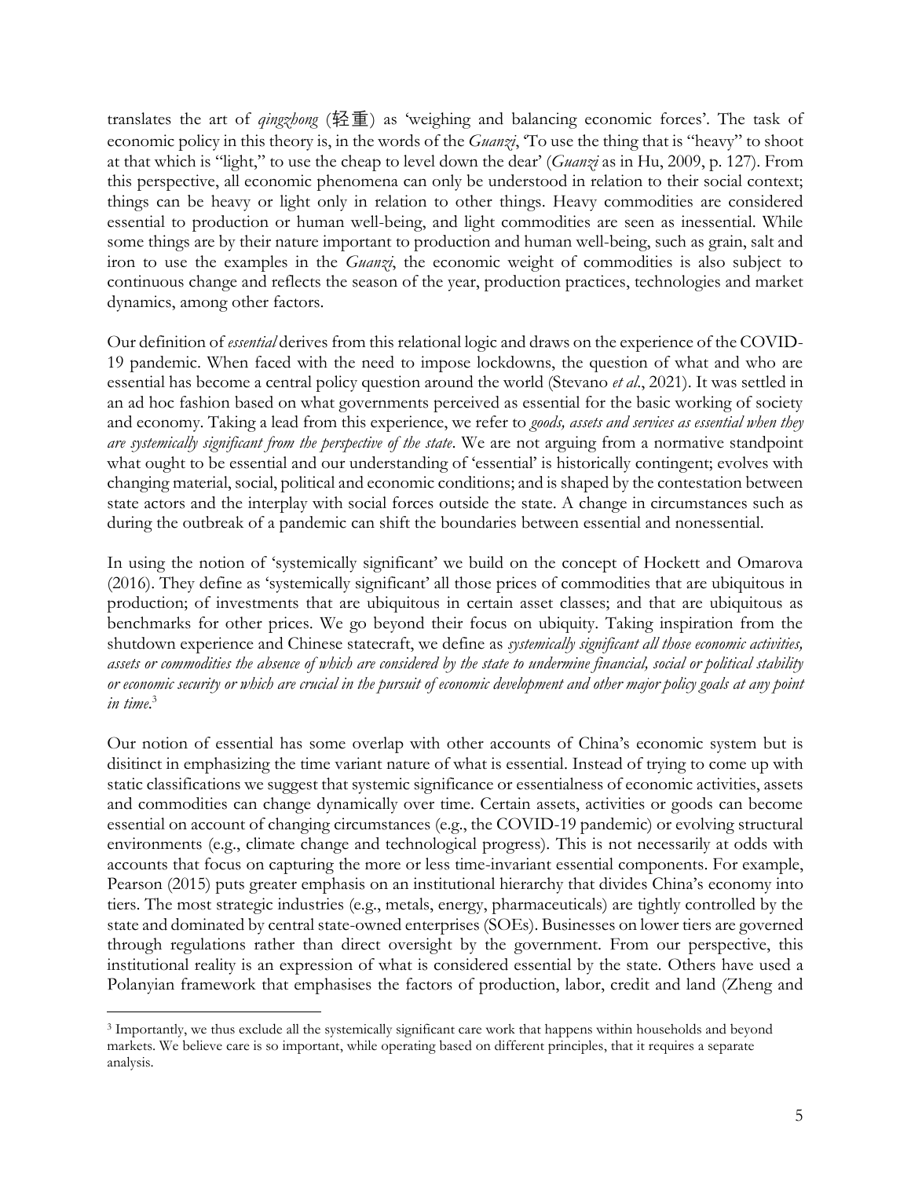translates the art of *qingzhong* (轻重) as 'weighing and balancing economic forces'. The task of economic policy in this theory is, in the words of the *Guanzi*, 'To use the thing that is "heavy" to shoot at that which is "light," to use the cheap to level down the dear' (*Guanzi* as in Hu, 2009, p. 127). From this perspective, all economic phenomena can only be understood in relation to their social context; things can be heavy or light only in relation to other things. Heavy commodities are considered essential to production or human well-being, and light commodities are seen as inessential. While some things are by their nature important to production and human well-being, such as grain, salt and iron to use the examples in the *Guanzi*, the economic weight of commodities is also subject to continuous change and reflects the season of the year, production practices, technologies and market dynamics, among other factors.

Our definition of *essential* derives from this relational logic and draws on the experience of the COVID-19 pandemic. When faced with the need to impose lockdowns, the question of what and who are essential has become a central policy question around the world (Stevano *et al*., 2021). It was settled in an ad hoc fashion based on what governments perceived as essential for the basic working of society and economy. Taking a lead from this experience, we refer to *goods, assets and services as essential when they are systemically significant from the perspective of the state*. We are not arguing from a normative standpoint what ought to be essential and our understanding of 'essential' is historically contingent; evolves with changing material, social, political and economic conditions; and is shaped by the contestation between state actors and the interplay with social forces outside the state. A change in circumstances such as during the outbreak of a pandemic can shift the boundaries between essential and nonessential.

In using the notion of 'systemically significant' we build on the concept of Hockett and Omarova (2016). They define as 'systemically significant' all those prices of commodities that are ubiquitous in production; of investments that are ubiquitous in certain asset classes; and that are ubiquitous as benchmarks for other prices. We go beyond their focus on ubiquity. Taking inspiration from the shutdown experience and Chinese statecraft, we define as *systemically significant all those economic activities, assets or commodities the absence of which are considered by the state to undermine financial, social or political stability or economic security or which are crucial in the pursuit of economic development and other major policy goals at any point in time*.[3]

Our notion of essential has some overlap with other accounts of China's economic system but is disitinct in emphasizing the time variant nature of what is essential. Instead of trying to come up with static classifications we suggest that systemic significance or essentialness of economic activities, assets and commodities can change dynamically over time. Certain assets, activities or goods can become essential on account of changing circumstances (e.g., the COVID-19 pandemic) or evolving structural environments (e.g., climate change and technological progress). This is not necessarily at odds with accounts that focus on capturing the more or less time-invariant essential components. For example, Pearson (2015) puts greater emphasis on an institutional hierarchy that divides China's economy into tiers. The most strategic industries (e.g., metals, energy, pharmaceuticals) are tightly controlled by the state and dominated by central state-owned enterprises (SOEs). Businesses on lower tiers are governed through regulations rather than direct oversight by the government. From our perspective, this institutional reality is an expression of what is considered essential by the state. Others have used a Polanyian framework that emphasises the factors of production, labor, credit and land (Zheng and

[3] Importantly, we thus exclude all the systemically significant care work that happens within households and beyond markets. We believe care is so important, while operating based on different principles, that it requires a separate analysis.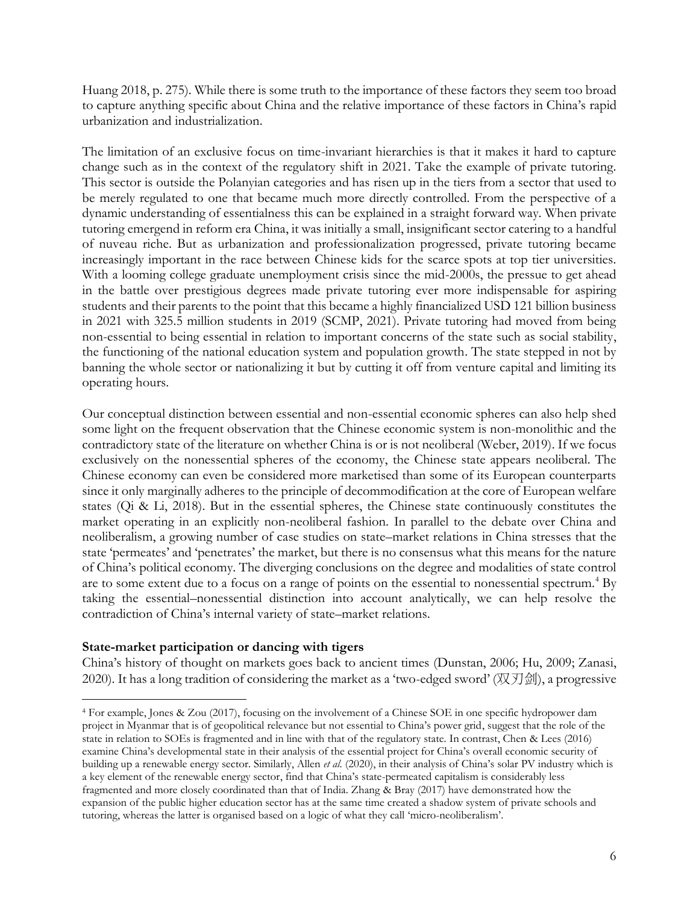Huang 2018, p. 275). While there is some truth to the importance of these factors they seem too broad to capture anything specific about China and the relative importance of these factors in China's rapid urbanization and industrialization.

The limitation of an exclusive focus on time-invariant hierarchies is that it makes it hard to capture change such as in the context of the regulatory shift in 2021. Take the example of private tutoring. This sector is outside the Polanyian categories and has risen up in the tiers from a sector that used to be merely regulated to one that became much more directly controlled. From the perspective of a dynamic understanding of essentialness this can be explained in a straight forward way. When private tutoring emergend in reform era China, it was initially a small, insignificant sector catering to a handful of nuveau riche. But as urbanization and professionalization progressed, private tutoring became increasingly important in the race between Chinese kids for the scarce spots at top tier universities. With a looming college graduate unemployment crisis since the mid-2000s, the pressue to get ahead in the battle over prestigious degrees made private tutoring ever more indispensable for aspiring students and their parents to the point that this became a highly financialized USD 121 billion business in 2021 with 325.5 million students in 2019 (SCMP, 2021). Private tutoring had moved from being non-essential to being essential in relation to important concerns of the state such as social stability, the functioning of the national education system and population growth. The state stepped in not by banning the whole sector or nationalizing it but by cutting it off from venture capital and limiting its operating hours.

Our conceptual distinction between essential and non-essential economic spheres can also help shed some light on the frequent observation that the Chinese economic system is non-monolithic and the contradictory state of the literature on whether China is or is not neoliberal (Weber, 2019). If we focus exclusively on the nonessential spheres of the economy, the Chinese state appears neoliberal. The Chinese economy can even be considered more marketised than some of its European counterparts since it only marginally adheres to the principle of decommodification at the core of European welfare states (Qi & Li, 2018). But in the essential spheres, the Chinese state continuously constitutes the market operating in an explicitly non-neoliberal fashion. In parallel to the debate over China and neoliberalism, a growing number of case studies on state–market relations in China stresses that the state 'permeates' and 'penetrates' the market, but there is no consensus what this means for the nature of China's political economy. The diverging conclusions on the degree and modalities of state control are to some extent due to a focus on a range of points on the essential to nonessential spectrum.[4] By taking the essential–nonessential distinction into account analytically, we can help resolve the contradiction of China's internal variety of state–market relations.

**State-market participation or dancing with tigers**

China's history of thought on markets goes back to ancient times (Dunstan, 2006; Hu, 2009; Zanasi, 2020). It has a long tradition of considering the market as a 'two-edged sword' (双刃剑), a progressive

---

[4] For example, Jones & Zou (2017), focusing on the involvement of a Chinese SOE in one specific hydropower dam project in Myanmar that is of geopolitical relevance but not essential to China's power grid, suggest that the role of the state in relation to SOEs is fragmented and in line with that of the regulatory state. In contrast, Chen & Lees (2016) examine China's developmental state in their analysis of the essential project for China's overall economic security of building up a renewable energy sector. Similarly, Allen *et al.* (2020), in their analysis of China's solar PV industry which is a key element of the renewable energy sector, find that China's state-permeated capitalism is considerably less fragmented and more closely coordinated than that of India. Zhang & Bray (2017) have demonstrated how the expansion of the public higher education sector has at the same time created a shadow system of private schools and tutoring, whereas the latter is organised based on a logic of what they call 'micro-neoliberalism'.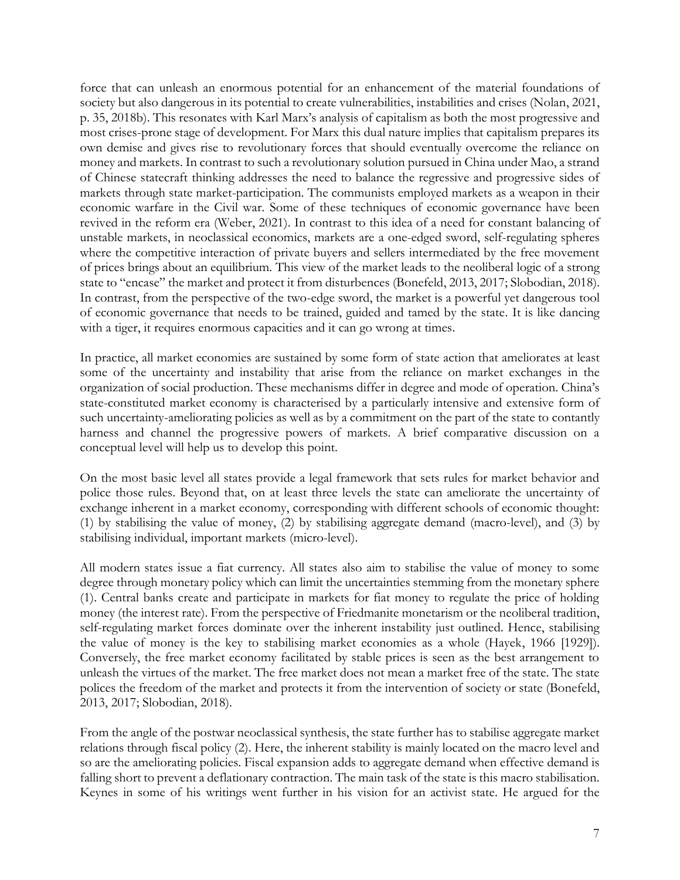force that can unleash an enormous potential for an enhancement of the material foundations of society but also dangerous in its potential to create vulnerabilities, instabilities and crises (Nolan, 2021, p. 35, 2018b). This resonates with Karl Marx's analysis of capitalism as both the most progressive and most crises-prone stage of development. For Marx this dual nature implies that capitalism prepares its own demise and gives rise to revolutionary forces that should eventually overcome the reliance on money and markets. In contrast to such a revolutionary solution pursued in China under Mao, a strand of Chinese statecraft thinking addresses the need to balance the regressive and progressive sides of markets through state market-participation. The communists employed markets as a weapon in their economic warfare in the Civil war. Some of these techniques of economic governance have been revived in the reform era (Weber, 2021). In contrast to this idea of a need for constant balancing of unstable markets, in neoclassical economics, markets are a one-edged sword, self-regulating spheres where the competitive interaction of private buyers and sellers intermediated by the free movement of prices brings about an equilibrium. This view of the market leads to the neoliberal logic of a strong state to "encase" the market and protect it from disturbences (Bonefeld, 2013, 2017; Slobodian, 2018). In contrast, from the perspective of the two-edge sword, the market is a powerful yet dangerous tool of economic governance that needs to be trained, guided and tamed by the state. It is like dancing with a tiger, it requires enormous capacities and it can go wrong at times.

In practice, all market economies are sustained by some form of state action that ameliorates at least some of the uncertainty and instability that arise from the reliance on market exchanges in the organization of social production. These mechanisms differ in degree and mode of operation. China's state-constituted market economy is characterised by a particularly intensive and extensive form of such uncertainty-ameliorating policies as well as by a commitment on the part of the state to contantly harness and channel the progressive powers of markets. A brief comparative discussion on a conceptual level will help us to develop this point.

On the most basic level all states provide a legal framework that sets rules for market behavior and police those rules. Beyond that, on at least three levels the state can ameliorate the uncertainty of exchange inherent in a market economy, corresponding with different schools of economic thought: (1) by stabilising the value of money, (2) by stabilising aggregate demand (macro-level), and (3) by stabilising individual, important markets (micro-level).

All modern states issue a fiat currency. All states also aim to stabilise the value of money to some degree through monetary policy which can limit the uncertainties stemming from the monetary sphere (1). Central banks create and participate in markets for fiat money to regulate the price of holding money (the interest rate). From the perspective of Friedmanite monetarism or the neoliberal tradition, self-regulating market forces dominate over the inherent instability just outlined. Hence, stabilising the value of money is the key to stabilising market economies as a whole (Hayek, 1966 [1929]). Conversely, the free market economy facilitated by stable prices is seen as the best arrangement to unleash the virtues of the market. The free market does not mean a market free of the state. The state polices the freedom of the market and protects it from the intervention of society or state (Bonefeld, 2013, 2017; Slobodian, 2018).

From the angle of the postwar neoclassical synthesis, the state further has to stabilise aggregate market relations through fiscal policy (2). Here, the inherent stability is mainly located on the macro level and so are the ameliorating policies. Fiscal expansion adds to aggregate demand when effective demand is falling short to prevent a deflationary contraction. The main task of the state is this macro stabilisation. Keynes in some of his writings went further in his vision for an activist state. He argued for the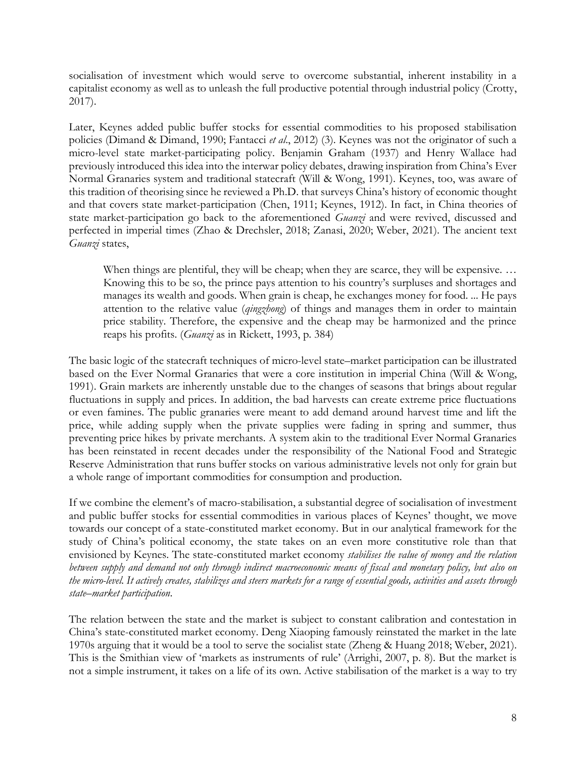socialisation of investment which would serve to overcome substantial, inherent instability in a capitalist economy as well as to unleash the full productive potential through industrial policy (Crotty, 2017).

Later, Keynes added public buffer stocks for essential commodities to his proposed stabilisation policies (Dimand & Dimand, 1990; Fantacci *et al*., 2012) (3). Keynes was not the originator of such a micro-level state market-participating policy. Benjamin Graham (1937) and Henry Wallace had previously introduced this idea into the interwar policy debates, drawing inspiration from China's Ever Normal Granaries system and traditional statecraft (Will & Wong, 1991). Keynes, too, was aware of this tradition of theorising since he reviewed a Ph.D. that surveys China's history of economic thought and that covers state market-participation (Chen, 1911; Keynes, 1912). In fact, in China theories of state market-participation go back to the aforementioned *Guanzi* and were revived, discussed and perfected in imperial times (Zhao & Drechsler, 2018; Zanasi, 2020; Weber, 2021). The ancient text *Guanzi* states,

> When things are plentiful, they will be cheap; when they are scarce, they will be expensive. … Knowing this to be so, the prince pays attention to his country's surpluses and shortages and manages its wealth and goods. When grain is cheap, he exchanges money for food. ... He pays attention to the relative value (*qingzhong*) of things and manages them in order to maintain price stability. Therefore, the expensive and the cheap may be harmonized and the prince reaps his profits. (*Guanzi* as in Rickett, 1993, p. 384)

The basic logic of the statecraft techniques of micro-level state–market participation can be illustrated based on the Ever Normal Granaries that were a core institution in imperial China (Will & Wong, 1991). Grain markets are inherently unstable due to the changes of seasons that brings about regular fluctuations in supply and prices. In addition, the bad harvests can create extreme price fluctuations or even famines. The public granaries were meant to add demand around harvest time and lift the price, while adding supply when the private supplies were fading in spring and summer, thus preventing price hikes by private merchants. A system akin to the traditional Ever Normal Granaries has been reinstated in recent decades under the responsibility of the National Food and Strategic Reserve Administration that runs buffer stocks on various administrative levels not only for grain but a whole range of important commodities for consumption and production.

If we combine the element's of macro-stabilisation, a substantial degree of socialisation of investment and public buffer stocks for essential commodities in various places of Keynes' thought, we move towards our concept of a state-constituted market economy. But in our analytical framework for the study of China's political economy, the state takes on an even more constitutive role than that envisioned by Keynes. The state-constituted market economy *stabilises the value of money and the relation between supply and demand not only through indirect macroeconomic means of fiscal and monetary policy, but also on the micro-level. It actively creates, stabilizes and steers markets for a range of essential goods, activities and assets through state–market participation*.

The relation between the state and the market is subject to constant calibration and contestation in China's state-constituted market economy. Deng Xiaoping famously reinstated the market in the late 1970s arguing that it would be a tool to serve the socialist state (Zheng & Huang 2018; Weber, 2021). This is the Smithian view of 'markets as instruments of rule' (Arrighi, 2007, p. 8). But the market is not a simple instrument, it takes on a life of its own. Active stabilisation of the market is a way to try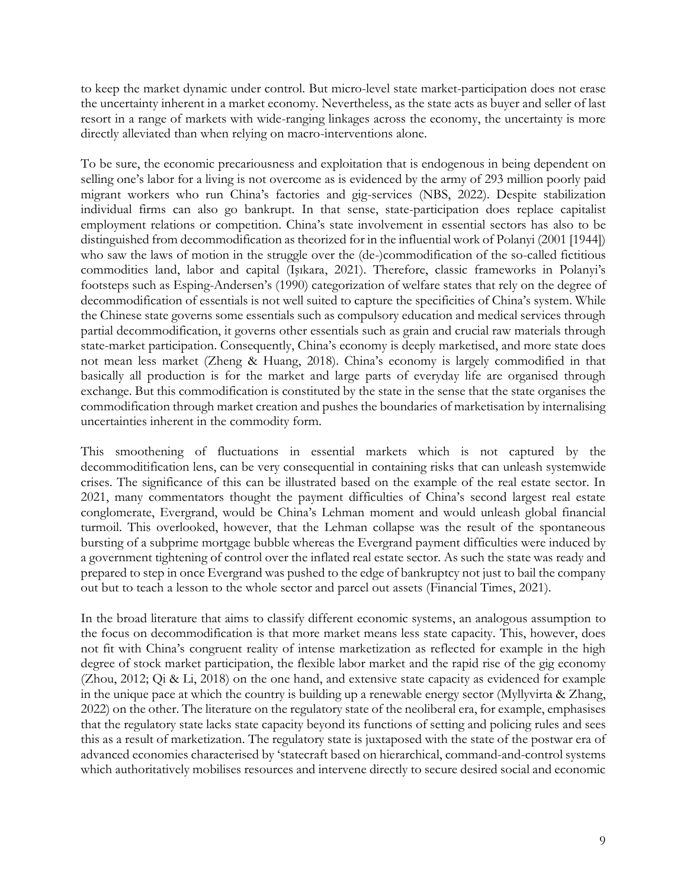to keep the market dynamic under control. But micro-level state market-participation does not erase the uncertainty inherent in a market economy. Nevertheless, as the state acts as buyer and seller of last resort in a range of markets with wide-ranging linkages across the economy, the uncertainty is more directly alleviated than when relying on macro-interventions alone.

To be sure, the economic precariousness and exploitation that is endogenous in being dependent on selling one's labor for a living is not overcome as is evidenced by the army of 293 million poorly paid migrant workers who run China's factories and gig-services (NBS, 2022). Despite stabilization individual firms can also go bankrupt. In that sense, state-participation does replace capitalist employment relations or competition. China's state involvement in essential sectors has also to be distinguished from decommodification as theorized for in the influential work of Polanyi (2001 [1944]) who saw the laws of motion in the struggle over the (de-)commodification of the so-called fictitious commodities land, labor and capital (Işıkara, 2021). Therefore, classic frameworks in Polanyi's footsteps such as Esping-Andersen's (1990) categorization of welfare states that rely on the degree of decommodification of essentials is not well suited to capture the specificities of China's system. While the Chinese state governs some essentials such as compulsory education and medical services through partial decommodification, it governs other essentials such as grain and crucial raw materials through state-market participation. Consequently, China's economy is deeply marketised, and more state does not mean less market (Zheng & Huang, 2018). China's economy is largely commodified in that basically all production is for the market and large parts of everyday life are organised through exchange. But this commodification is constituted by the state in the sense that the state organises the commodification through market creation and pushes the boundaries of marketisation by internalising uncertainties inherent in the commodity form.

This smoothening of fluctuations in essential markets which is not captured by the decommoditification lens, can be very consequential in containing risks that can unleash systemwide crises. The significance of this can be illustrated based on the example of the real estate sector. In 2021, many commentators thought the payment difficulties of China's second largest real estate conglomerate, Evergrand, would be China's Lehman moment and would unleash global financial turmoil. This overlooked, however, that the Lehman collapse was the result of the spontaneous bursting of a subprime mortgage bubble whereas the Evergrand payment difficulties were induced by a government tightening of control over the inflated real estate sector. As such the state was ready and prepared to step in once Evergrand was pushed to the edge of bankruptcy not just to bail the company out but to teach a lesson to the whole sector and parcel out assets (Financial Times, 2021).

In the broad literature that aims to classify different economic systems, an analogous assumption to the focus on decommodification is that more market means less state capacity. This, however, does not fit with China's congruent reality of intense marketization as reflected for example in the high degree of stock market participation, the flexible labor market and the rapid rise of the gig economy (Zhou, 2012; Qi & Li, 2018) on the one hand, and extensive state capacity as evidenced for example in the unique pace at which the country is building up a renewable energy sector (Myllyvirta & Zhang, 2022) on the other. The literature on the regulatory state of the neoliberal era, for example, emphasises that the regulatory state lacks state capacity beyond its functions of setting and policing rules and sees this as a result of marketization. The regulatory state is juxtaposed with the state of the postwar era of advanced economies characterised by 'statecraft based on hierarchical, command-and-control systems which authoritatively mobilises resources and intervene directly to secure desired social and economic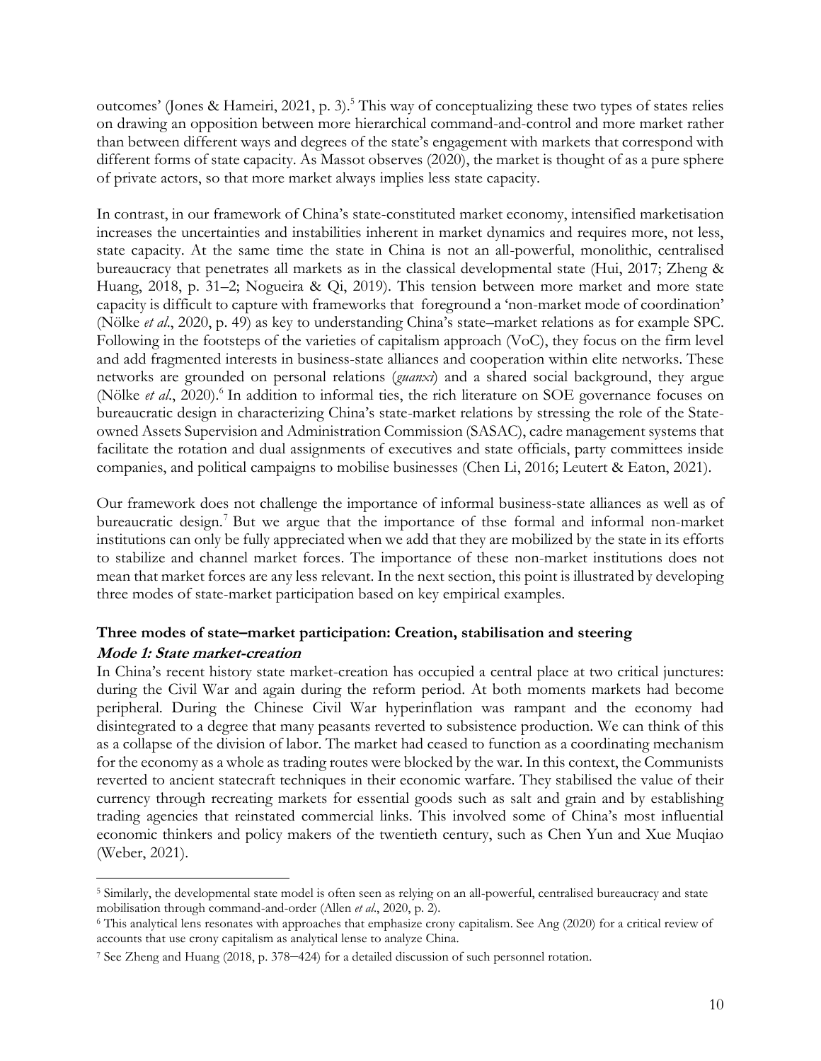outcomes' (Jones & Hameiri, 2021, p. 3).[5] This way of conceptualizing these two types of states relies on drawing an opposition between more hierarchical command-and-control and more market rather than between different ways and degrees of the state's engagement with markets that correspond with different forms of state capacity. As Massot observes (2020), the market is thought of as a pure sphere of private actors, so that more market always implies less state capacity.

In contrast, in our framework of China's state-constituted market economy, intensified marketisation increases the uncertainties and instabilities inherent in market dynamics and requires more, not less, state capacity. At the same time the state in China is not an all-powerful, monolithic, centralised bureaucracy that penetrates all markets as in the classical developmental state (Hui, 2017; Zheng & Huang, 2018, p. 31–2; Nogueira & Qi, 2019). This tension between more market and more state capacity is difficult to capture with frameworks that foreground a 'non-market mode of coordination' (Nölke *et al*., 2020, p. 49) as key to understanding China's state–market relations as for example SPC. Following in the footsteps of the varieties of capitalism approach (VoC), they focus on the firm level and add fragmented interests in business-state alliances and cooperation within elite networks. These networks are grounded on personal relations (*guanxi*) and a shared social background, they argue (Nölke *et al*., 2020).[6] In addition to informal ties, the rich literature on SOE governance focuses on bureaucratic design in characterizing China's state-market relations by stressing the role of the State-owned Assets Supervision and Administration Commission (SASAC), cadre management systems that facilitate the rotation and dual assignments of executives and state officials, party committees inside companies, and political campaigns to mobilise businesses (Chen Li, 2016; Leutert & Eaton, 2021).

Our framework does not challenge the importance of informal business-state alliances as well as of bureaucratic design.[7] But we argue that the importance of thse formal and informal non-market institutions can only be fully appreciated when we add that they are mobilized by the state in its efforts to stabilize and channel market forces. The importance of these non-market institutions does not mean that market forces are any less relevant. In the next section, this point is illustrated by developing three modes of state-market participation based on key empirical examples.

## Three modes of state–market participation: Creation, stabilisation and steering

### *Mode 1: State market-creation*

In China's recent history state market-creation has occupied a central place at two critical junctures: during the Civil War and again during the reform period. At both moments markets had become peripheral. During the Chinese Civil War hyperinflation was rampant and the economy had disintegrated to a degree that many peasants reverted to subsistence production. We can think of this as a collapse of the division of labor. The market had ceased to function as a coordinating mechanism for the economy as a whole as trading routes were blocked by the war. In this context, the Communists reverted to ancient statecraft techniques in their economic warfare. They stabilised the value of their currency through recreating markets for essential goods such as salt and grain and by establishing trading agencies that reinstated commercial links. This involved some of China's most influential economic thinkers and policy makers of the twentieth century, such as Chen Yun and Xue Muqiao (Weber, 2021).

---

[5] Similarly, the developmental state model is often seen as relying on an all-powerful, centralised bureaucracy and state mobilisation through command-and-order (Allen *et al*., 2020, p. 2).

[6] This analytical lens resonates with approaches that emphasize crony capitalism. See Ang (2020) for a critical review of accounts that use crony capitalism as analytical lense to analyze China.

[7] See Zheng and Huang (2018, p. 378–424) for a detailed discussion of such personnel rotation.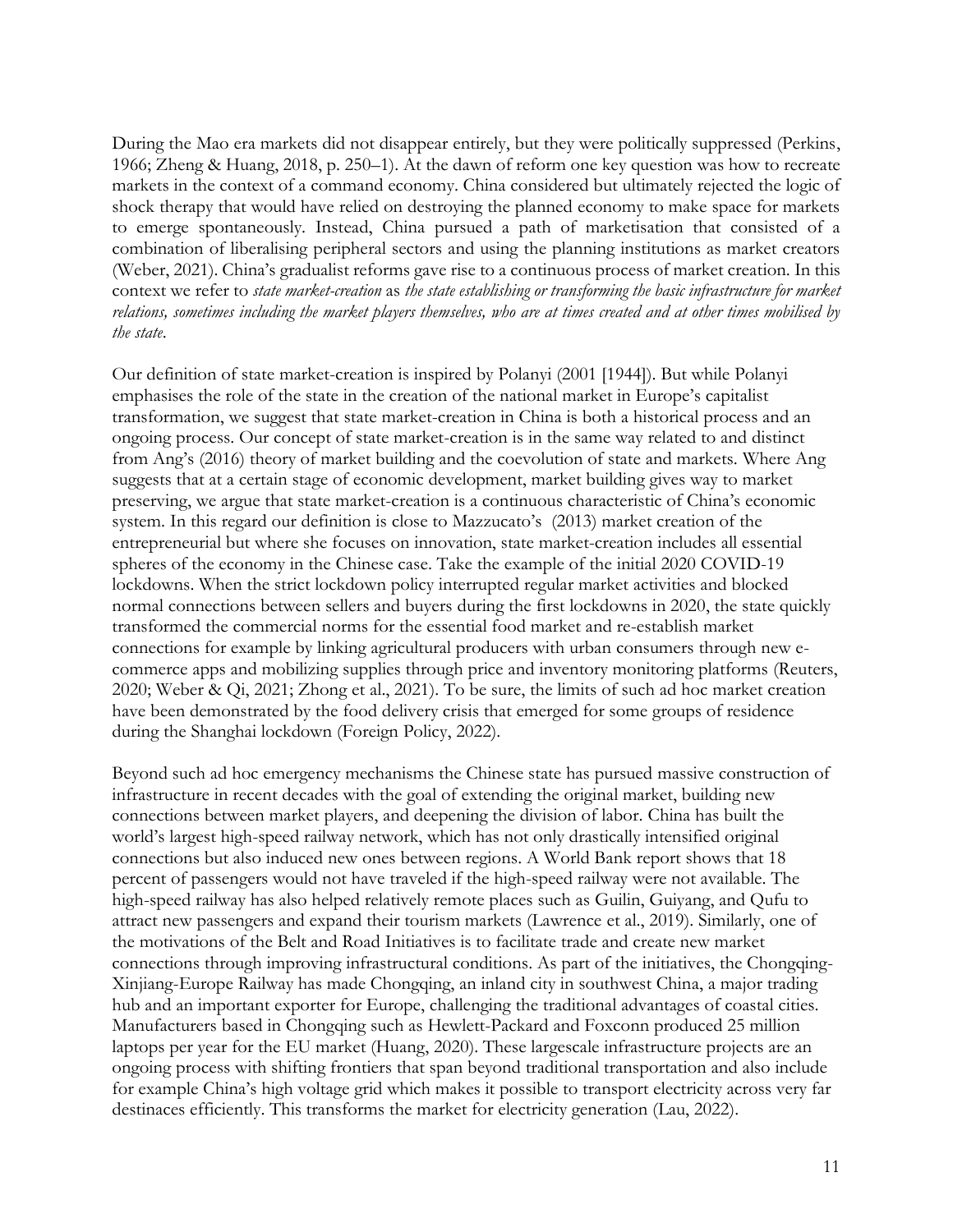During the Mao era markets did not disappear entirely, but they were politically suppressed (Perkins, 1966; Zheng & Huang, 2018, p. 250–1). At the dawn of reform one key question was how to recreate markets in the context of a command economy. China considered but ultimately rejected the logic of shock therapy that would have relied on destroying the planned economy to make space for markets to emerge spontaneously. Instead, China pursued a path of marketisation that consisted of a combination of liberalising peripheral sectors and using the planning institutions as market creators (Weber, 2021). China's gradualist reforms gave rise to a continuous process of market creation. In this context we refer to *state market-creation* as *the state establishing or transforming the basic infrastructure for market relations, sometimes including the market players themselves, who are at times created and at other times mobilised by the state*.

Our definition of state market-creation is inspired by Polanyi (2001 [1944]). But while Polanyi emphasises the role of the state in the creation of the national market in Europe's capitalist transformation, we suggest that state market-creation in China is both a historical process and an ongoing process. Our concept of state market-creation is in the same way related to and distinct from Ang's (2016) theory of market building and the coevolution of state and markets. Where Ang suggests that at a certain stage of economic development, market building gives way to market preserving, we argue that state market-creation is a continuous characteristic of China's economic system. In this regard our definition is close to Mazzucato's (2013) market creation of the entrepreneurial but where she focuses on innovation, state market-creation includes all essential spheres of the economy in the Chinese case. Take the example of the initial 2020 COVID-19 lockdowns. When the strict lockdown policy interrupted regular market activities and blocked normal connections between sellers and buyers during the first lockdowns in 2020, the state quickly transformed the commercial norms for the essential food market and re-establish market connections for example by linking agricultural producers with urban consumers through new e-commerce apps and mobilizing supplies through price and inventory monitoring platforms (Reuters, 2020; Weber & Qi, 2021; Zhong et al., 2021). To be sure, the limits of such ad hoc market creation have been demonstrated by the food delivery crisis that emerged for some groups of residence during the Shanghai lockdown (Foreign Policy, 2022).

Beyond such ad hoc emergency mechanisms the Chinese state has pursued massive construction of infrastructure in recent decades with the goal of extending the original market, building new connections between market players, and deepening the division of labor. China has built the world's largest high-speed railway network, which has not only drastically intensified original connections but also induced new ones between regions. A World Bank report shows that 18 percent of passengers would not have traveled if the high-speed railway were not available. The high-speed railway has also helped relatively remote places such as Guilin, Guiyang, and Qufu to attract new passengers and expand their tourism markets (Lawrence et al., 2019). Similarly, one of the motivations of the Belt and Road Initiatives is to facilitate trade and create new market connections through improving infrastructural conditions. As part of the initiatives, the Chongqing-Xinjiang-Europe Railway has made Chongqing, an inland city in southwest China, a major trading hub and an important exporter for Europe, challenging the traditional advantages of coastal cities. Manufacturers based in Chongqing such as Hewlett-Packard and Foxconn produced 25 million laptops per year for the EU market (Huang, 2020). These largescale infrastructure projects are an ongoing process with shifting frontiers that span beyond traditional transportation and also include for example China's high voltage grid which makes it possible to transport electricity across very far destinaces efficiently. This transforms the market for electricity generation (Lau, 2022).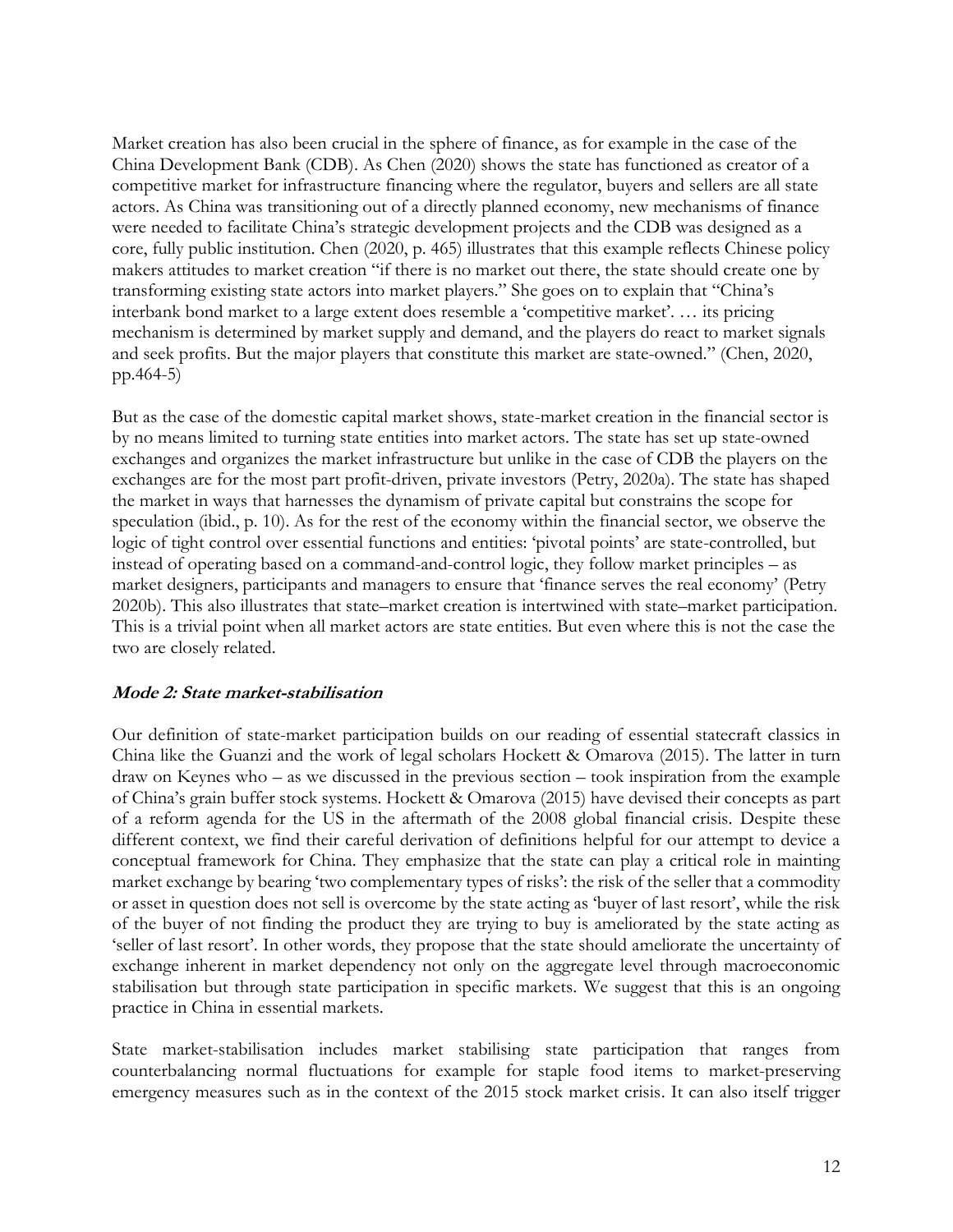Market creation has also been crucial in the sphere of finance, as for example in the case of the China Development Bank (CDB). As Chen (2020) shows the state has functioned as creator of a competitive market for infrastructure financing where the regulator, buyers and sellers are all state actors. As China was transitioning out of a directly planned economy, new mechanisms of finance were needed to facilitate China's strategic development projects and the CDB was designed as a core, fully public institution. Chen (2020, p. 465) illustrates that this example reflects Chinese policy makers attitudes to market creation "if there is no market out there, the state should create one by transforming existing state actors into market players." She goes on to explain that "China's interbank bond market to a large extent does resemble a 'competitive market'. … its pricing mechanism is determined by market supply and demand, and the players do react to market signals and seek profits. But the major players that constitute this market are state-owned." (Chen, 2020, pp.464-5)

But as the case of the domestic capital market shows, state-market creation in the financial sector is by no means limited to turning state entities into market actors. The state has set up state-owned exchanges and organizes the market infrastructure but unlike in the case of CDB the players on the exchanges are for the most part profit-driven, private investors (Petry, 2020a). The state has shaped the market in ways that harnesses the dynamism of private capital but constrains the scope for speculation (ibid., p. 10). As for the rest of the economy within the financial sector, we observe the logic of tight control over essential functions and entities: 'pivotal points' are state-controlled, but instead of operating based on a command-and-control logic, they follow market principles – as market designers, participants and managers to ensure that 'finance serves the real economy' (Petry 2020b). This also illustrates that state–market creation is intertwined with state–market participation. This is a trivial point when all market actors are state entities. But even where this is not the case the two are closely related.

### *Mode 2: State market-stabilisation*

Our definition of state-market participation builds on our reading of essential statecraft classics in China like the Guanzi and the work of legal scholars Hockett & Omarova (2015). The latter in turn draw on Keynes who – as we discussed in the previous section – took inspiration from the example of China's grain buffer stock systems. Hockett & Omarova (2015) have devised their concepts as part of a reform agenda for the US in the aftermath of the 2008 global financial crisis. Despite these different context, we find their careful derivation of definitions helpful for our attempt to device a conceptual framework for China. They emphasize that the state can play a critical role in mainting market exchange by bearing 'two complementary types of risks': the risk of the seller that a commodity or asset in question does not sell is overcome by the state acting as 'buyer of last resort', while the risk of the buyer of not finding the product they are trying to buy is ameliorated by the state acting as 'seller of last resort'. In other words, they propose that the state should ameliorate the uncertainty of exchange inherent in market dependency not only on the aggregate level through macroeconomic stabilisation but through state participation in specific markets. We suggest that this is an ongoing practice in China in essential markets.

State market-stabilisation includes market stabilising state participation that ranges from counterbalancing normal fluctuations for example for staple food items to market-preserving emergency measures such as in the context of the 2015 stock market crisis. It can also itself trigger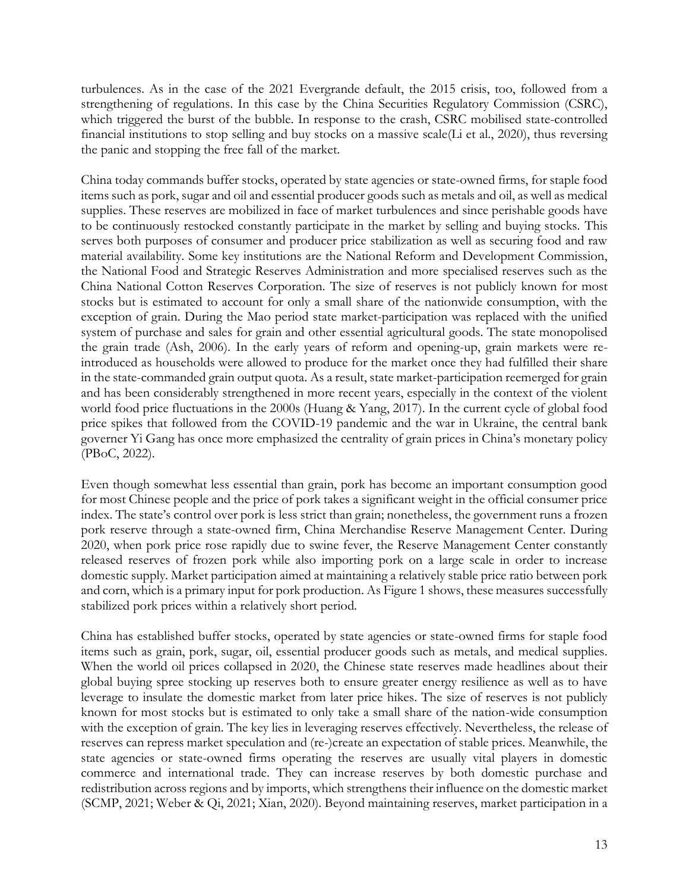turbulences. As in the case of the 2021 Evergrande default, the 2015 crisis, too, followed from a strengthening of regulations. In this case by the China Securities Regulatory Commission (CSRC), which triggered the burst of the bubble. In response to the crash, CSRC mobilised state-controlled financial institutions to stop selling and buy stocks on a massive scale(Li et al., 2020), thus reversing the panic and stopping the free fall of the market.

China today commands buffer stocks, operated by state agencies or state-owned firms, for staple food items such as pork, sugar and oil and essential producer goods such as metals and oil, as well as medical supplies. These reserves are mobilized in face of market turbulences and since perishable goods have to be continuously restocked constantly participate in the market by selling and buying stocks. This serves both purposes of consumer and producer price stabilization as well as securing food and raw material availability. Some key institutions are the National Reform and Development Commission, the National Food and Strategic Reserves Administration and more specialised reserves such as the China National Cotton Reserves Corporation. The size of reserves is not publicly known for most stocks but is estimated to account for only a small share of the nationwide consumption, with the exception of grain. During the Mao period state market-participation was replaced with the unified system of purchase and sales for grain and other essential agricultural goods. The state monopolised the grain trade (Ash, 2006). In the early years of reform and opening-up, grain markets were re-introduced as households were allowed to produce for the market once they had fulfilled their share in the state-commanded grain output quota. As a result, state market-participation reemerged for grain and has been considerably strengthened in more recent years, especially in the context of the violent world food price fluctuations in the 2000s (Huang & Yang, 2017). In the current cycle of global food price spikes that followed from the COVID-19 pandemic and the war in Ukraine, the central bank governer Yi Gang has once more emphasized the centrality of grain prices in China's monetary policy (PBoC, 2022).

Even though somewhat less essential than grain, pork has become an important consumption good for most Chinese people and the price of pork takes a significant weight in the official consumer price index. The state's control over pork is less strict than grain; nonetheless, the government runs a frozen pork reserve through a state-owned firm, China Merchandise Reserve Management Center. During 2020, when pork price rose rapidly due to swine fever, the Reserve Management Center constantly released reserves of frozen pork while also importing pork on a large scale in order to increase domestic supply. Market participation aimed at maintaining a relatively stable price ratio between pork and corn, which is a primary input for pork production. As Figure 1 shows, these measures successfully stabilized pork prices within a relatively short period.

China has established buffer stocks, operated by state agencies or state-owned firms for staple food items such as grain, pork, sugar, oil, essential producer goods such as metals, and medical supplies. When the world oil prices collapsed in 2020, the Chinese state reserves made headlines about their global buying spree stocking up reserves both to ensure greater energy resilience as well as to have leverage to insulate the domestic market from later price hikes. The size of reserves is not publicly known for most stocks but is estimated to only take a small share of the nation-wide consumption with the exception of grain. The key lies in leveraging reserves effectively. Nevertheless, the release of reserves can repress market speculation and (re-)create an expectation of stable prices. Meanwhile, the state agencies or state-owned firms operating the reserves are usually vital players in domestic commerce and international trade. They can increase reserves by both domestic purchase and redistribution across regions and by imports, which strengthens their influence on the domestic market (SCMP, 2021; Weber & Qi, 2021; Xian, 2020). Beyond maintaining reserves, market participation in a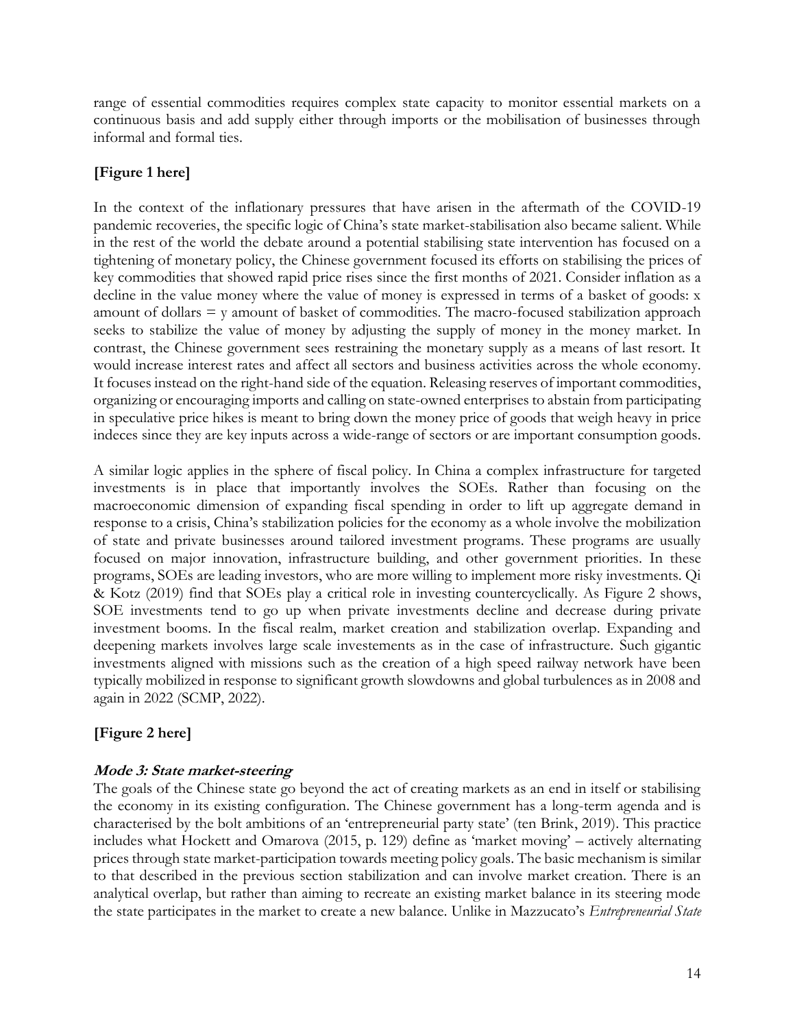range of essential commodities requires complex state capacity to monitor essential markets on a continuous basis and add supply either through imports or the mobilisation of businesses through informal and formal ties.

**[Figure 1 here]**

In the context of the inflationary pressures that have arisen in the aftermath of the COVID-19 pandemic recoveries, the specific logic of China's state market-stabilisation also became salient. While in the rest of the world the debate around a potential stabilising state intervention has focused on a tightening of monetary policy, the Chinese government focused its efforts on stabilising the prices of key commodities that showed rapid price rises since the first months of 2021. Consider inflation as a decline in the value money where the value of money is expressed in terms of a basket of goods: x amount of dollars = y amount of basket of commodities. The macro-focused stabilization approach seeks to stabilize the value of money by adjusting the supply of money in the money market. In contrast, the Chinese government sees restraining the monetary supply as a means of last resort. It would increase interest rates and affect all sectors and business activities across the whole economy. It focuses instead on the right-hand side of the equation. Releasing reserves of important commodities, organizing or encouraging imports and calling on state-owned enterprises to abstain from participating in speculative price hikes is meant to bring down the money price of goods that weigh heavy in price indeces since they are key inputs across a wide-range of sectors or are important consumption goods.

A similar logic applies in the sphere of fiscal policy. In China a complex infrastructure for targeted investments is in place that importantly involves the SOEs. Rather than focusing on the macroeconomic dimension of expanding fiscal spending in order to lift up aggregate demand in response to a crisis, China's stabilization policies for the economy as a whole involve the mobilization of state and private businesses around tailored investment programs. These programs are usually focused on major innovation, infrastructure building, and other government priorities. In these programs, SOEs are leading investors, who are more willing to implement more risky investments. Qi & Kotz (2019) find that SOEs play a critical role in investing countercyclically. As Figure 2 shows, SOE investments tend to go up when private investments decline and decrease during private investment booms. In the fiscal realm, market creation and stabilization overlap. Expanding and deepening markets involves large scale investements as in the case of infrastructure. Such gigantic investments aligned with missions such as the creation of a high speed railway network have been typically mobilized in response to significant growth slowdowns and global turbulences as in 2008 and again in 2022 (SCMP, 2022).

**[Figure 2 here]**

***Mode 3: State market-steering***

The goals of the Chinese state go beyond the act of creating markets as an end in itself or stabilising the economy in its existing configuration. The Chinese government has a long-term agenda and is characterised by the bolt ambitions of an 'entrepreneurial party state' (ten Brink, 2019). This practice includes what Hockett and Omarova (2015, p. 129) define as 'market moving' – actively alternating prices through state market-participation towards meeting policy goals. The basic mechanism is similar to that described in the previous section stabilization and can involve market creation. There is an analytical overlap, but rather than aiming to recreate an existing market balance in its steering mode the state participates in the market to create a new balance. Unlike in Mazzucato's *Entrepreneurial State*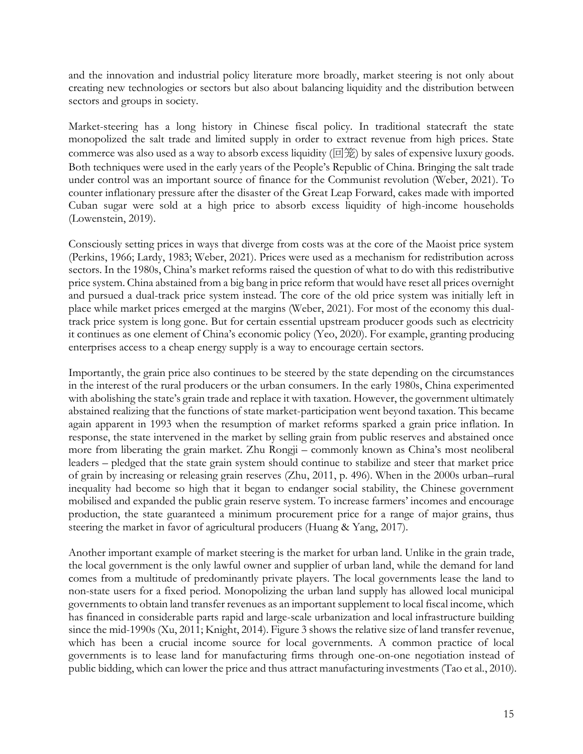and the innovation and industrial policy literature more broadly, market steering is not only about creating new technologies or sectors but also about balancing liquidity and the distribution between sectors and groups in society.

Market-steering has a long history in Chinese fiscal policy. In traditional statecraft the state monopolized the salt trade and limited supply in order to extract revenue from high prices. State commerce was also used as a way to absorb excess liquidity (回笼) by sales of expensive luxury goods. Both techniques were used in the early years of the People's Republic of China. Bringing the salt trade under control was an important source of finance for the Communist revolution (Weber, 2021). To counter inflationary pressure after the disaster of the Great Leap Forward, cakes made with imported Cuban sugar were sold at a high price to absorb excess liquidity of high-income households (Lowenstein, 2019).

Consciously setting prices in ways that diverge from costs was at the core of the Maoist price system (Perkins, 1966; Lardy, 1983; Weber, 2021). Prices were used as a mechanism for redistribution across sectors. In the 1980s, China's market reforms raised the question of what to do with this redistributive price system. China abstained from a big bang in price reform that would have reset all prices overnight and pursued a dual-track price system instead. The core of the old price system was initially left in place while market prices emerged at the margins (Weber, 2021). For most of the economy this dual-track price system is long gone. But for certain essential upstream producer goods such as electricity it continues as one element of China's economic policy (Yeo, 2020). For example, granting producing enterprises access to a cheap energy supply is a way to encourage certain sectors.

Importantly, the grain price also continues to be steered by the state depending on the circumstances in the interest of the rural producers or the urban consumers. In the early 1980s, China experimented with abolishing the state's grain trade and replace it with taxation. However, the government ultimately abstained realizing that the functions of state market-participation went beyond taxation. This became again apparent in 1993 when the resumption of market reforms sparked a grain price inflation. In response, the state intervened in the market by selling grain from public reserves and abstained once more from liberating the grain market. Zhu Rongji – commonly known as China's most neoliberal leaders – pledged that the state grain system should continue to stabilize and steer that market price of grain by increasing or releasing grain reserves (Zhu, 2011, p. 496). When in the 2000s urban–rural inequality had become so high that it began to endanger social stability, the Chinese government mobilised and expanded the public grain reserve system. To increase farmers' incomes and encourage production, the state guaranteed a minimum procurement price for a range of major grains, thus steering the market in favor of agricultural producers (Huang & Yang, 2017).

Another important example of market steering is the market for urban land. Unlike in the grain trade, the local government is the only lawful owner and supplier of urban land, while the demand for land comes from a multitude of predominantly private players. The local governments lease the land to non-state users for a fixed period. Monopolizing the urban land supply has allowed local municipal governments to obtain land transfer revenues as an important supplement to local fiscal income, which has financed in considerable parts rapid and large-scale urbanization and local infrastructure building since the mid-1990s (Xu, 2011; Knight, 2014). Figure 3 shows the relative size of land transfer revenue, which has been a crucial income source for local governments. A common practice of local governments is to lease land for manufacturing firms through one-on-one negotiation instead of public bidding, which can lower the price and thus attract manufacturing investments (Tao et al., 2010).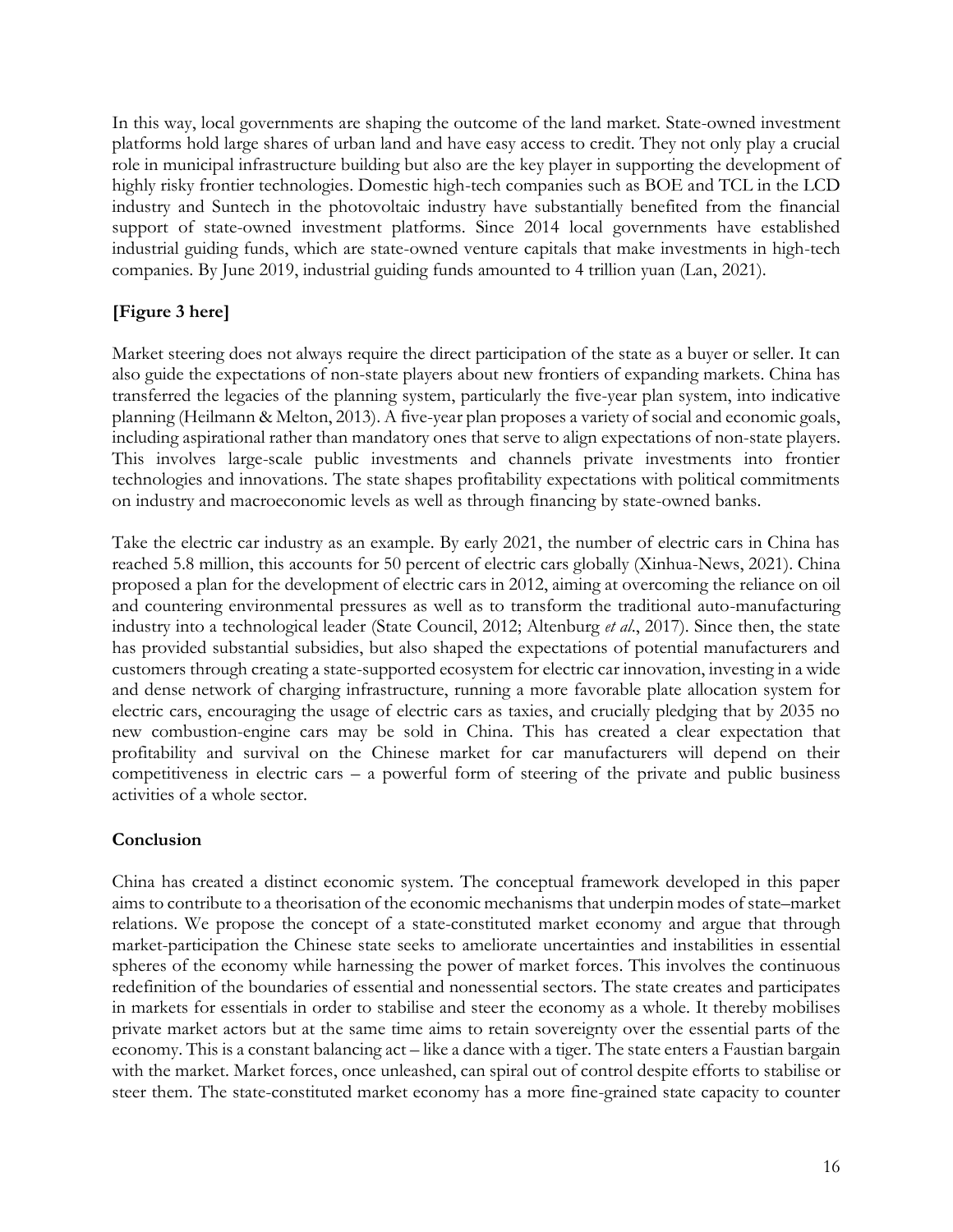In this way, local governments are shaping the outcome of the land market. State-owned investment platforms hold large shares of urban land and have easy access to credit. They not only play a crucial role in municipal infrastructure building but also are the key player in supporting the development of highly risky frontier technologies. Domestic high-tech companies such as BOE and TCL in the LCD industry and Suntech in the photovoltaic industry have substantially benefited from the financial support of state-owned investment platforms. Since 2014 local governments have established industrial guiding funds, which are state-owned venture capitals that make investments in high-tech companies. By June 2019, industrial guiding funds amounted to 4 trillion yuan (Lan, 2021).

**[Figure 3 here]**

Market steering does not always require the direct participation of the state as a buyer or seller. It can also guide the expectations of non-state players about new frontiers of expanding markets. China has transferred the legacies of the planning system, particularly the five-year plan system, into indicative planning (Heilmann & Melton, 2013). A five-year plan proposes a variety of social and economic goals, including aspirational rather than mandatory ones that serve to align expectations of non-state players. This involves large-scale public investments and channels private investments into frontier technologies and innovations. The state shapes profitability expectations with political commitments on industry and macroeconomic levels as well as through financing by state-owned banks.

Take the electric car industry as an example. By early 2021, the number of electric cars in China has reached 5.8 million, this accounts for 50 percent of electric cars globally (Xinhua-News, 2021). China proposed a plan for the development of electric cars in 2012, aiming at overcoming the reliance on oil and countering environmental pressures as well as to transform the traditional auto-manufacturing industry into a technological leader (State Council, 2012; Altenburg *et al.*, 2017). Since then, the state has provided substantial subsidies, but also shaped the expectations of potential manufacturers and customers through creating a state-supported ecosystem for electric car innovation, investing in a wide and dense network of charging infrastructure, running a more favorable plate allocation system for electric cars, encouraging the usage of electric cars as taxies, and crucially pledging that by 2035 no new combustion-engine cars may be sold in China. This has created a clear expectation that profitability and survival on the Chinese market for car manufacturers will depend on their competitiveness in electric cars – a powerful form of steering of the private and public business activities of a whole sector.

## Conclusion

China has created a distinct economic system. The conceptual framework developed in this paper aims to contribute to a theorisation of the economic mechanisms that underpin modes of state–market relations. We propose the concept of a state-constituted market economy and argue that through market-participation the Chinese state seeks to ameliorate uncertainties and instabilities in essential spheres of the economy while harnessing the power of market forces. This involves the continuous redefinition of the boundaries of essential and nonessential sectors. The state creates and participates in markets for essentials in order to stabilise and steer the economy as a whole. It thereby mobilises private market actors but at the same time aims to retain sovereignty over the essential parts of the economy. This is a constant balancing act – like a dance with a tiger. The state enters a Faustian bargain with the market. Market forces, once unleashed, can spiral out of control despite efforts to stabilise or steer them. The state-constituted market economy has a more fine-grained state capacity to counter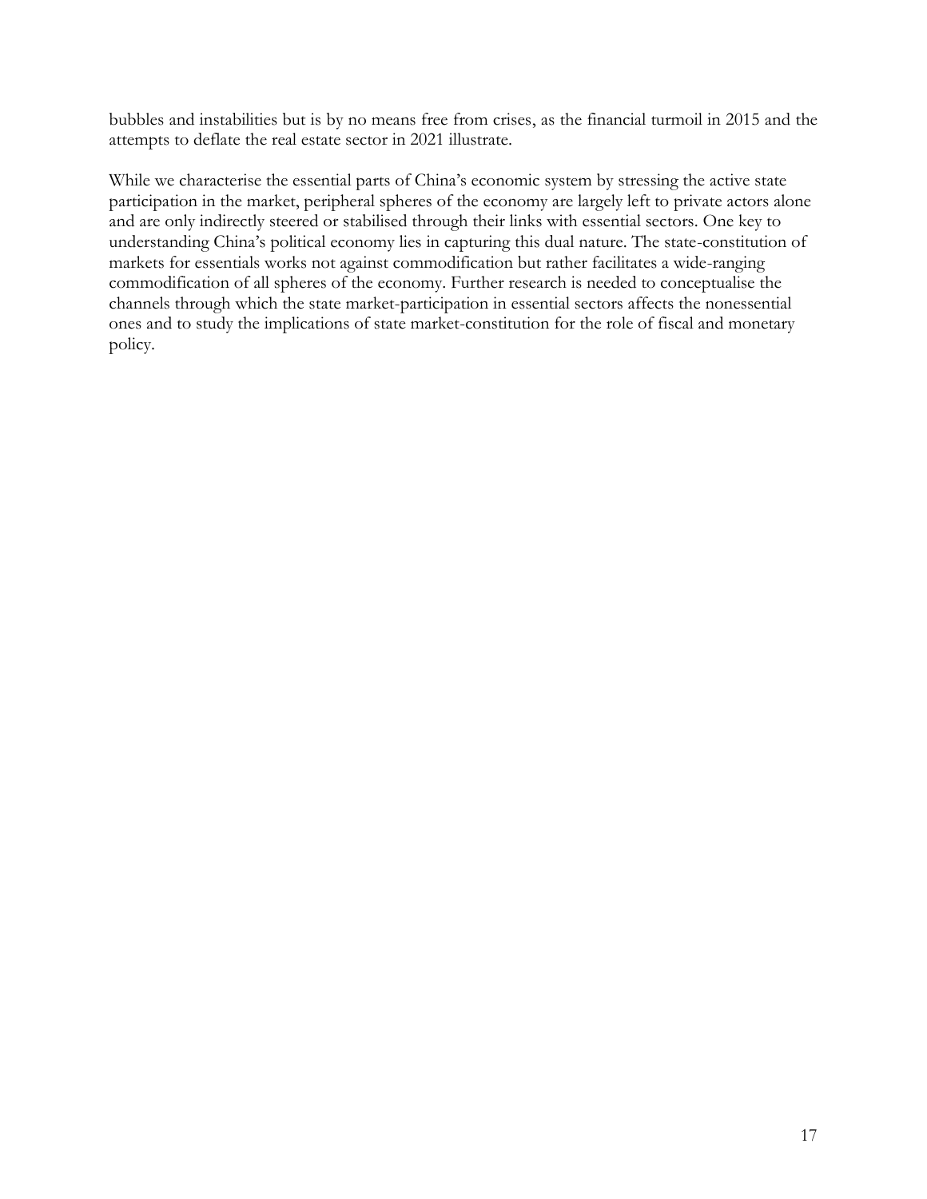bubbles and instabilities but is by no means free from crises, as the financial turmoil in 2015 and the attempts to deflate the real estate sector in 2021 illustrate.

While we characterise the essential parts of China's economic system by stressing the active state participation in the market, peripheral spheres of the economy are largely left to private actors alone and are only indirectly steered or stabilised through their links with essential sectors. One key to understanding China's political economy lies in capturing this dual nature. The state-constitution of markets for essentials works not against commodification but rather facilitates a wide-ranging commodification of all spheres of the economy. Further research is needed to conceptualise the channels through which the state market-participation in essential sectors affects the nonessential ones and to study the implications of state market-constitution for the role of fiscal and monetary policy.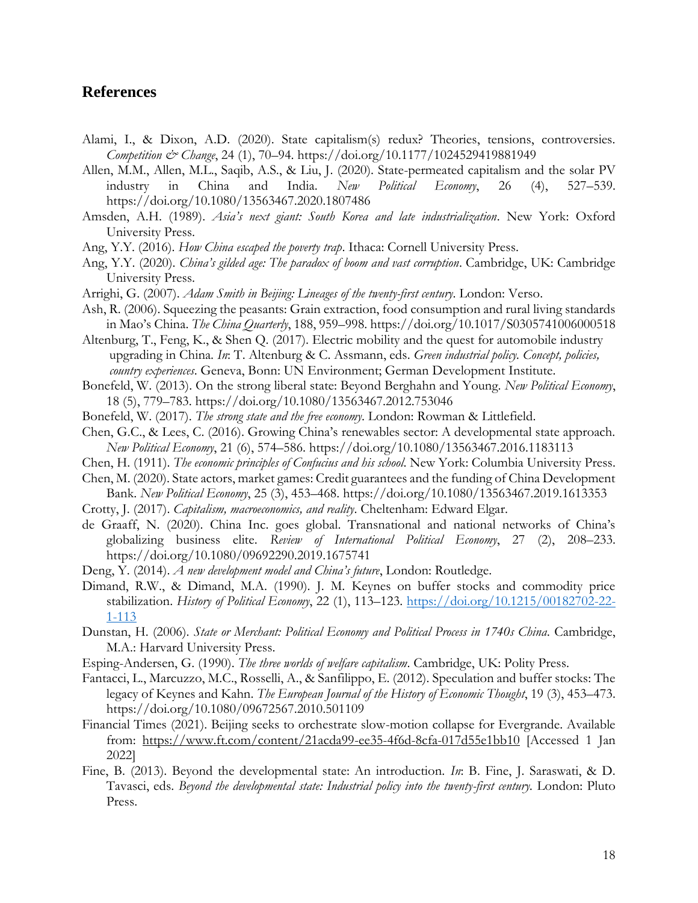## References

Alami, I., & Dixon, A.D. (2020). State capitalism(s) redux? Theories, tensions, controversies. *Competition & Change*, 24 (1), 70–94. https://doi.org/10.1177/1024529419881949

Allen, M.M., Allen, M.L., Saqib, A.S., & Liu, J. (2020). State-permeated capitalism and the solar PV industry in China and India. *New Political Economy*, 26 (4), 527–539. https://doi.org/10.1080/13563467.2020.1807486

Amsden, A.H. (1989). *Asia's next giant: South Korea and late industrialization*. New York: Oxford University Press.

Ang, Y.Y. (2016). *How China escaped the poverty trap*. Ithaca: Cornell University Press.

Ang, Y.Y. (2020). *China's gilded age: The paradox of boom and vast corruption*. Cambridge, UK: Cambridge University Press.

Arrighi, G. (2007). *Adam Smith in Beijing: Lineages of the twenty-first century.* London: Verso.

Ash, R. (2006). Squeezing the peasants: Grain extraction, food consumption and rural living standards in Mao's China. *The China Quarterly*, 188, 959–998. https://doi.org/10.1017/S0305741006000518

Altenburg, T., Feng, K., & Shen Q. (2017). Electric mobility and the quest for automobile industry upgrading in China. *In*: T. Altenburg & C. Assmann, eds. *Green industrial policy. Concept, policies, country experiences*. Geneva, Bonn: UN Environment; German Development Institute.

Bonefeld, W. (2013). On the strong liberal state: Beyond Berghahn and Young. *New Political Economy*, 18 (5), 779–783. https://doi.org/10.1080/13563467.2012.753046

Bonefeld, W. (2017). *The strong state and the free economy*. London: Rowman & Littlefield.

Chen, G.C., & Lees, C. (2016). Growing China's renewables sector: A developmental state approach. *New Political Economy*, 21 (6), 574–586. https://doi.org/10.1080/13563467.2016.1183113

Chen, H. (1911). *The economic principles of Confucius and his school.* New York: Columbia University Press.

Chen, M. (2020). State actors, market games: Credit guarantees and the funding of China Development Bank. *New Political Economy*, 25 (3), 453–468. https://doi.org/10.1080/13563467.2019.1613353

Crotty, J. (2017). *Capitalism, macroeconomics, and reality*. Cheltenham: Edward Elgar.

de Graaff, N. (2020). China Inc. goes global. Transnational and national networks of China's globalizing business elite. *Review of International Political Economy*, 27 (2), 208–233. https://doi.org/10.1080/09692290.2019.1675741

Deng, Y. (2014). *A new development model and China's future*, London: Routledge.

Dimand, R.W., & Dimand, M.A. (1990). J. M. Keynes on buffer stocks and commodity price stabilization. *History of Political Economy*, 22 (1), 113–123. https://doi.org/10.1215/00182702-22-1-113

Dunstan, H. (2006). *State or Merchant: Political Economy and Political Process in 1740s China.* Cambridge, M.A.: Harvard University Press.

Esping-Andersen, G. (1990). *The three worlds of welfare capitalism*. Cambridge, UK: Polity Press.

Fantacci, L., Marcuzzo, M.C., Rosselli, A., & Sanfilippo, E. (2012). Speculation and buffer stocks: The legacy of Keynes and Kahn. *The European Journal of the History of Economic Thought*, 19 (3), 453–473. https://doi.org/10.1080/09672567.2010.501109

Financial Times (2021). Beijing seeks to orchestrate slow-motion collapse for Evergrande. Available from: https://www.ft.com/content/21acda99-ee35-4f6d-8cfa-017d55e1bb10 [Accessed 1 Jan 2022]

Fine, B. (2013). Beyond the developmental state: An introduction. *In*: B. Fine, J. Saraswati, & D. Tavasci, eds. *Beyond the developmental state: Industrial policy into the twenty-first century.* London: Pluto Press.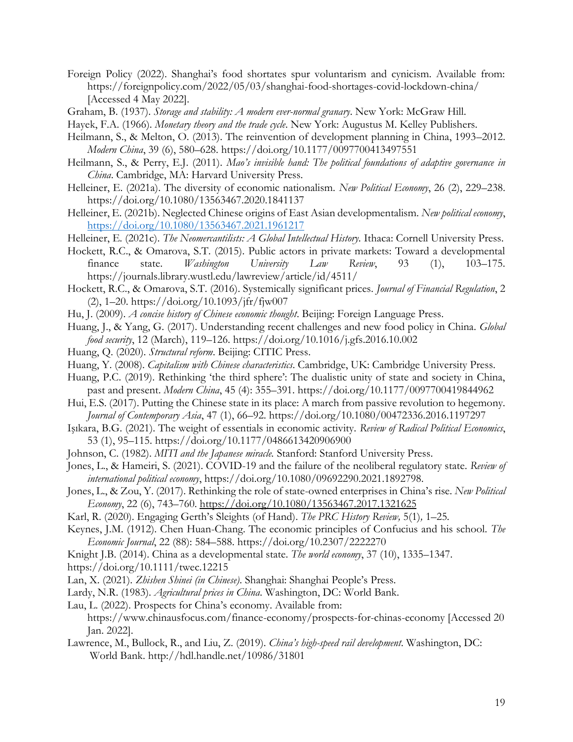Foreign Policy (2022). Shanghai's food shortates spur voluntarism and cynicism. Available from: https://foreignpolicy.com/2022/05/03/shanghai-food-shortages-covid-lockdown-china/ [Accessed 4 May 2022].

Graham, B. (1937). *Storage and stability: A modern ever-normal granary*. New York: McGraw Hill.

Hayek, F.A. (1966). *Monetary theory and the trade cycle*. New York: Augustus M. Kelley Publishers.

Heilmann, S., & Melton, O. (2013). The reinvention of development planning in China, 1993–2012. *Modern China*, 39 (6), 580–628. https://doi.org/10.1177/0097700413497551

Heilmann, S., & Perry, E.J. (2011). *Mao's invisible hand: The political foundations of adaptive governance in China*. Cambridge, MA: Harvard University Press.

Helleiner, E. (2021a). The diversity of economic nationalism. *New Political Economy*, 26 (2), 229–238. https://doi.org/10.1080/13563467.2020.1841137

Helleiner, E. (2021b). Neglected Chinese origins of East Asian developmentalism. *New political economy*, https://doi.org/10.1080/13563467.2021.1961217

Helleiner, E. (2021c). *The Neomercantilists: A Global Intellectual History.* Ithaca: Cornell University Press.

Hockett, R.C., & Omarova, S.T. (2015). Public actors in private markets: Toward a developmental finance state. *Washington University Law Review*, 93 (1), 103–175. https://journals.library.wustl.edu/lawreview/article/id/4511/

Hockett, R.C., & Omarova, S.T. (2016). Systemically significant prices. *Journal of Financial Regulation*, 2 (2), 1–20. https://doi.org/10.1093/jfr/fjw007

Hu, J. (2009). *A concise history of Chinese economic thought*. Beijing: Foreign Language Press.

Huang, J., & Yang, G. (2017). Understanding recent challenges and new food policy in China. *Global food security*, 12 (March), 119–126. https://doi.org/10.1016/j.gfs.2016.10.002

Huang, Q. (2020). *Structural reform*. Beijing: CITIC Press.

Huang, Y. (2008). *Capitalism with Chinese characteristics*. Cambridge, UK: Cambridge University Press.

Huang, P.C. (2019). Rethinking 'the third sphere': The dualistic unity of state and society in China, past and present. *Modern China*, 45 (4): 355–391. https://doi.org/10.1177/0097700419844962

Hui, E.S. (2017). Putting the Chinese state in its place: A march from passive revolution to hegemony. *Journal of Contemporary Asia*, 47 (1), 66–92. https://doi.org/10.1080/00472336.2016.1197297

Işıkara, B.G. (2021). The weight of essentials in economic activity. *Review of Radical Political Economics*, 53 (1), 95–115. https://doi.org/10.1177/0486613420906900

Johnson, C. (1982). *MITI and the Japanese miracle.* Stanford: Stanford University Press.

Jones, L., & Hameiri, S. (2021). COVID-19 and the failure of the neoliberal regulatory state. *Review of international political economy*, https://doi.org/10.1080/09692290.2021.1892798.

Jones, L., & Zou, Y. (2017). Rethinking the role of state-owned enterprises in China's rise. *New Political Economy*, 22 (6), 743–760. https://doi.org/10.1080/13563467.2017.1321625

Karl, R. (2020). Engaging Gerth's Sleights (of Hand). *The PRC History Review,* 5(1)*,* 1–25.

Keynes, J.M. (1912). Chen Huan-Chang. The economic principles of Confucius and his school. *The Economic Journal*, 22 (88): 584–588. https://doi.org/10.2307/2222270

Knight J.B. (2014). China as a developmental state. *The world economy*, 37 (10), 1335–1347. https://doi.org/10.1111/twec.12215

Lan, X. (2021). *Zhishen Shinei (in Chinese)*. Shanghai: Shanghai People's Press.

Lardy, N.R. (1983). *Agricultural prices in China*. Washington, DC: World Bank.

Lau, L. (2022). Prospects for China's economy. Available from: https://www.chinausfocus.com/finance-economy/prospects-for-chinas-economy [Accessed 20 Jan. 2022].

Lawrence, M., Bullock, R., and Liu, Z. (2019). *China's high-speed rail development*. Washington, DC: World Bank. http://hdl.handle.net/10986/31801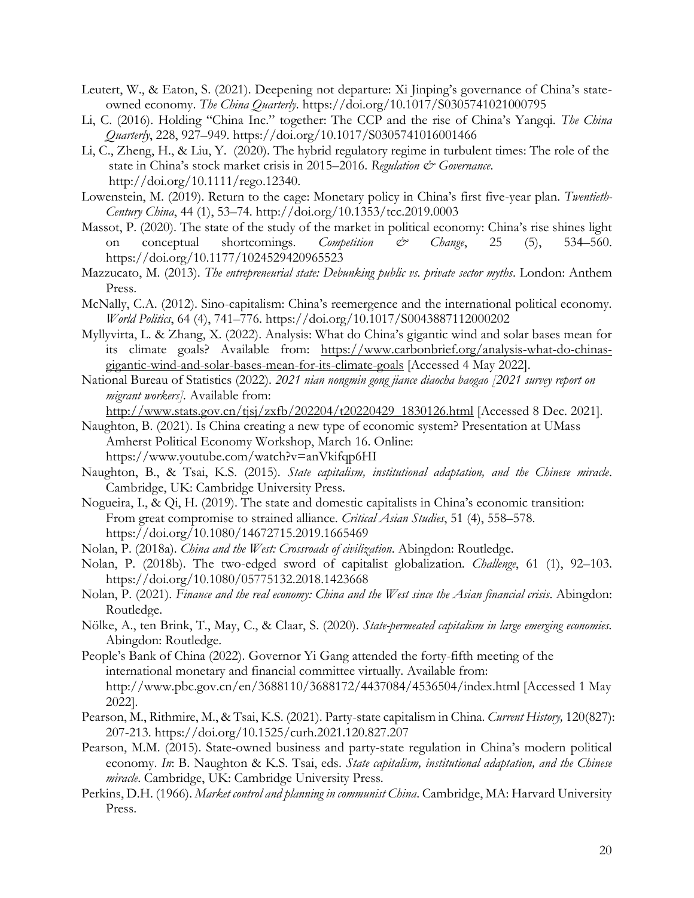Leutert, W., & Eaton, S. (2021). Deepening not departure: Xi Jinping's governance of China's state-owned economy. *The China Quarterly*. https://doi.org/10.1017/S0305741021000795

Li, C. (2016). Holding "China Inc." together: The CCP and the rise of China's Yangqi. *The China Quarterly*, 228, 927–949. https://doi.org/10.1017/S0305741016001466

Li, C., Zheng, H., & Liu, Y. (2020). The hybrid regulatory regime in turbulent times: The role of the state in China's stock market crisis in 2015–2016. *Regulation & Governance*. http://doi.org/10.1111/rego.12340.

Lowenstein, M. (2019). Return to the cage: Monetary policy in China's first five-year plan. *Twentieth-Century China*, 44 (1), 53–74. http://doi.org/10.1353/tcc.2019.0003

Massot, P. (2020). The state of the study of the market in political economy: China's rise shines light on conceptual shortcomings. *Competition & Change*, 25 (5), 534–560. https://doi.org/10.1177/1024529420965523

Mazzucato, M. (2013). *The entrepreneurial state: Debunking public vs. private sector myths*. London: Anthem Press.

McNally, C.A. (2012). Sino-capitalism: China's reemergence and the international political economy. *World Politics*, 64 (4), 741–776. https://doi.org/10.1017/S0043887112000202

Myllyvirta, L. & Zhang, X. (2022). Analysis: What do China's gigantic wind and solar bases mean for its climate goals? Available from: https://www.carbonbrief.org/analysis-what-do-chinas-gigantic-wind-and-solar-bases-mean-for-its-climate-goals [Accessed 4 May 2022].

National Bureau of Statistics (2022). *2021 nian nongmin gong jiance diaocha baogao [2021 survey report on migrant workers]*. Available from: http://www.stats.gov.cn/tjsj/zxfb/202204/t20220429_1830126.html [Accessed 8 Dec. 2021].

Naughton, B. (2021). Is China creating a new type of economic system? Presentation at UMass Amherst Political Economy Workshop, March 16. Online: https://www.youtube.com/watch?v=anVkifqp6HI

Naughton, B., & Tsai, K.S. (2015). *State capitalism, institutional adaptation, and the Chinese miracle*. Cambridge, UK: Cambridge University Press.

Nogueira, I., & Qi, H. (2019). The state and domestic capitalists in China's economic transition: From great compromise to strained alliance. *Critical Asian Studies*, 51 (4), 558–578. https://doi.org/10.1080/14672715.2019.1665469

Nolan, P. (2018a). *China and the West: Crossroads of civilization*. Abingdon: Routledge.

Nolan, P. (2018b). The two-edged sword of capitalist globalization. *Challenge*, 61 (1), 92–103. https://doi.org/10.1080/05775132.2018.1423668

Nolan, P. (2021). *Finance and the real economy: China and the West since the Asian financial crisis*. Abingdon: Routledge.

Nölke, A., ten Brink, T., May, C., & Claar, S. (2020). *State-permeated capitalism in large emerging economies*. Abingdon: Routledge.

People's Bank of China (2022). Governor Yi Gang attended the forty-fifth meeting of the international monetary and financial committee virtually. Available from: http://www.pbc.gov.cn/en/3688110/3688172/4437084/4536504/index.html [Accessed 1 May 2022].

Pearson, M., Rithmire, M., & Tsai, K.S. (2021). Party-state capitalism in China. *Current History,* 120(827): 207-213. https://doi.org/10.1525/curh.2021.120.827.207

Pearson, M.M. (2015). State-owned business and party-state regulation in China's modern political economy. *In*: B. Naughton & K.S. Tsai, eds. *State capitalism, institutional adaptation, and the Chinese miracle*. Cambridge, UK: Cambridge University Press.

Perkins, D.H. (1966). *Market control and planning in communist China*. Cambridge, MA: Harvard University Press.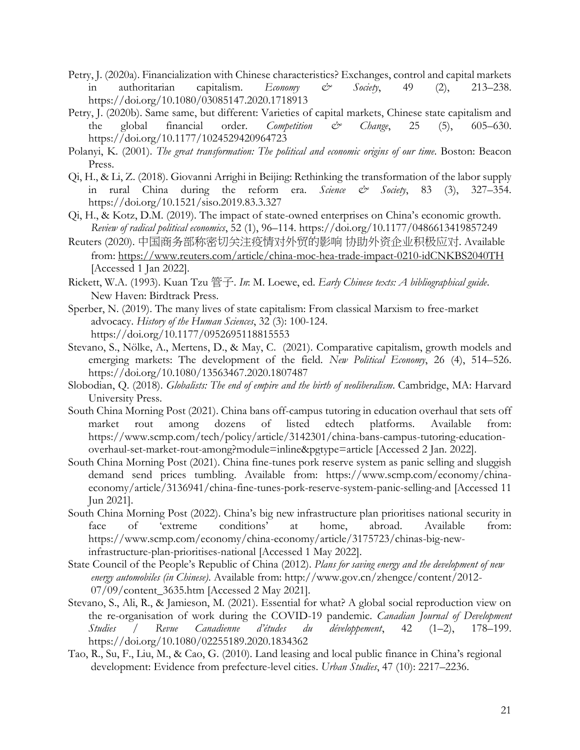Petry, J. (2020a). Financialization with Chinese characteristics? Exchanges, control and capital markets in authoritarian capitalism. *Economy & Society*, 49 (2), 213–238. https://doi.org/10.1080/03085147.2020.1718913

Petry, J. (2020b). Same same, but different: Varieties of capital markets, Chinese state capitalism and the global financial order. *Competition & Change*, 25 (5), 605–630. https://doi.org/10.1177/1024529420964723

Polanyi, K. (2001). *The great transformation: The political and economic origins of our time*. Boston: Beacon Press.

Qi, H., & Li, Z. (2018). Giovanni Arrighi in Beijing: Rethinking the transformation of the labor supply in rural China during the reform era. *Science & Society*, 83 (3), 327–354. https://doi.org/10.1521/siso.2019.83.3.327

Qi, H., & Kotz, D.M. (2019). The impact of state-owned enterprises on China's economic growth. *Review of radical political economics*, 52 (1), 96–114. https://doi.org/10.1177/0486613419857249

Reuters (2020). 中国商务部称密切关注疫情对外贸的影响 协助外资企业积极应对. Available from: https://www.reuters.com/article/china-moc-hea-trade-impact-0210-idCNKBS2040TH [Accessed 1 Jan 2022].

Rickett, W.A. (1993). Kuan Tzu 管子. *In*: M. Loewe, ed. *Early Chinese texts: A bibliographical guide*. New Haven: Birdtrack Press.

Sperber, N. (2019). The many lives of state capitalism: From classical Marxism to free-market advocacy. *History of the Human Sciences*, 32 (3): 100-124. https://doi.org/10.1177/0952695118815553

Stevano, S., Nölke, A., Mertens, D., & May, C. (2021). Comparative capitalism, growth models and emerging markets: The development of the field. *New Political Economy*, 26 (4), 514–526. https://doi.org/10.1080/13563467.2020.1807487

Slobodian, Q. (2018). *Globalists: The end of empire and the birth of neoliberalism*. Cambridge, MA: Harvard University Press.

South China Morning Post (2021). China bans off-campus tutoring in education overhaul that sets off market rout among dozens of listed edtech platforms. Available from: https://www.scmp.com/tech/policy/article/3142301/china-bans-campus-tutoring-education-overhaul-set-market-rout-among?module=inline&pgtype=article [Accessed 2 Jan. 2022].

South China Morning Post (2021). China fine-tunes pork reserve system as panic selling and sluggish demand send prices tumbling. Available from: https://www.scmp.com/economy/china-economy/article/3136941/china-fine-tunes-pork-reserve-system-panic-selling-and [Accessed 11 Jun 2021].

South China Morning Post (2022). China's big new infrastructure plan prioritises national security in face of 'extreme conditions' at home, abroad. Available from: https://www.scmp.com/economy/china-economy/article/3175723/chinas-big-new-infrastructure-plan-prioritises-national [Accessed 1 May 2022].

State Council of the People's Republic of China (2012). *Plans for saving energy and the development of new energy automobiles (in Chinese)*. Available from: http://www.gov.cn/zhengce/content/2012-07/09/content_3635.htm [Accessed 2 May 2021].

Stevano, S., Ali, R., & Jamieson, M. (2021). Essential for what? A global social reproduction view on the re-organisation of work during the COVID-19 pandemic. *Canadian Journal of Development Studies / Revue Canadienne d'études du développement*, 42 (1–2), 178–199. https://doi.org/10.1080/02255189.2020.1834362

Tao, R., Su, F., Liu, M., & Cao, G. (2010). Land leasing and local public finance in China's regional development: Evidence from prefecture-level cities. *Urban Studies*, 47 (10): 2217–2236.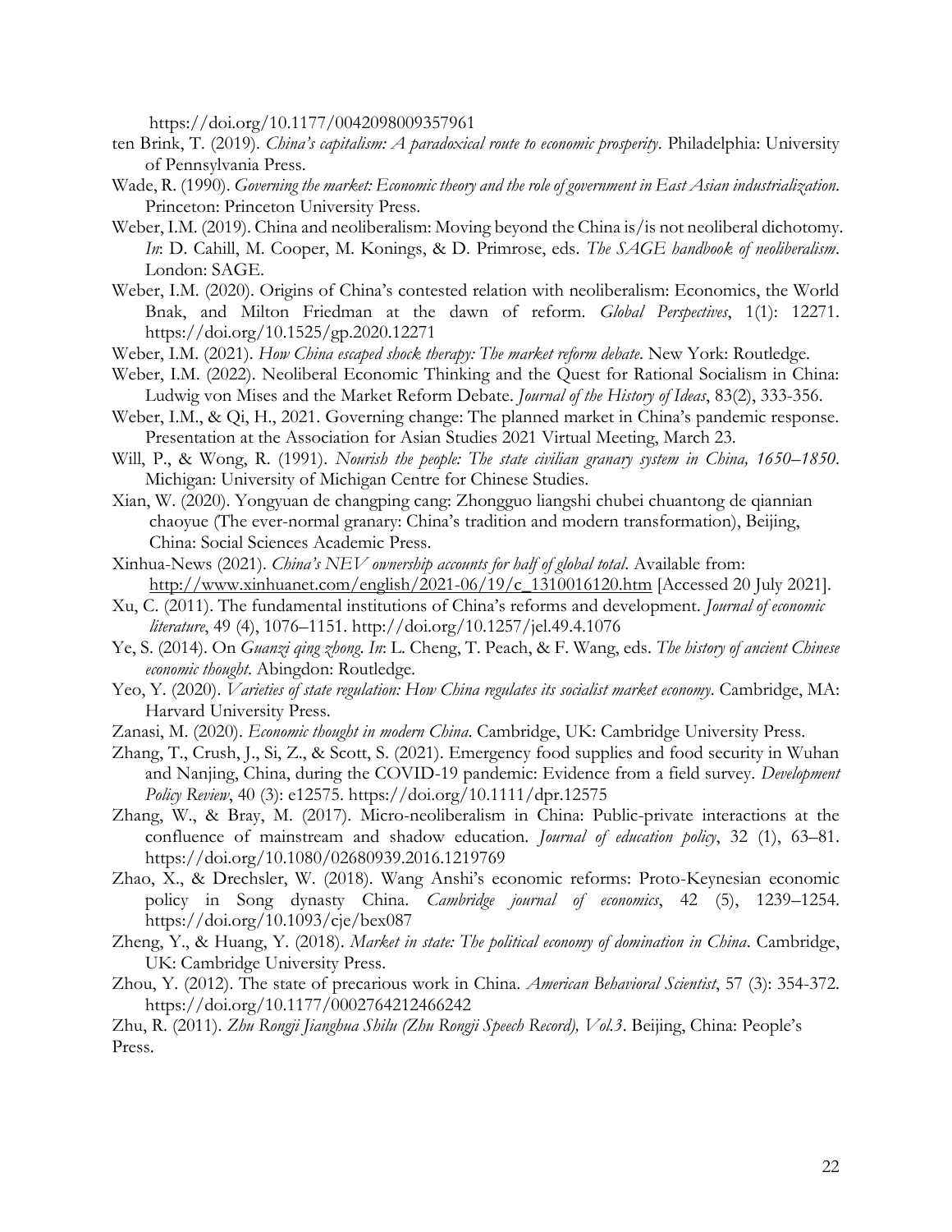https://doi.org/10.1177/0042098009357961

ten Brink, T. (2019). *China's capitalism: A paradoxical route to economic prosperity*. Philadelphia: University of Pennsylvania Press.

Wade, R. (1990). *Governing the market: Economic theory and the role of government in East Asian industrialization*. Princeton: Princeton University Press.

Weber, I.M. (2019). China and neoliberalism: Moving beyond the China is/is not neoliberal dichotomy. *In*: D. Cahill, M. Cooper, M. Konings, & D. Primrose, eds. *The SAGE handbook of neoliberalism*. London: SAGE.

Weber, I.M. (2020). Origins of China's contested relation with neoliberalism: Economics, the World Bnak, and Milton Friedman at the dawn of reform. *Global Perspectives*, 1(1): 12271. https://doi.org/10.1525/gp.2020.12271

Weber, I.M. (2021). *How China escaped shock therapy: The market reform debate*. New York: Routledge.

Weber, I.M. (2022). Neoliberal Economic Thinking and the Quest for Rational Socialism in China: Ludwig von Mises and the Market Reform Debate. *Journal of the History of Ideas*, 83(2), 333-356.

Weber, I.M., & Qi, H., 2021. Governing change: The planned market in China's pandemic response. Presentation at the Association for Asian Studies 2021 Virtual Meeting, March 23.

Will, P., & Wong, R. (1991). *Nourish the people: The state civilian granary system in China, 1650–1850*. Michigan: University of Michigan Centre for Chinese Studies.

Xian, W. (2020). Yongyuan de changping cang: Zhongguo liangshi chubei chuantong de qiannian chaoyue (The ever-normal granary: China's tradition and modern transformation), Beijing, China: Social Sciences Academic Press.

Xinhua-News (2021). *China's NEV ownership accounts for half of global total*. Available from: http://www.xinhuanet.com/english/2021-06/19/c_1310016120.htm [Accessed 20 July 2021].

Xu, C. (2011). The fundamental institutions of China's reforms and development. *Journal of economic literature*, 49 (4), 1076–1151. http://doi.org/10.1257/jel.49.4.1076

Ye, S. (2014). On *Guanzi qing zhong*. *In*: L. Cheng, T. Peach, & F. Wang, eds. *The history of ancient Chinese economic thought*. Abingdon: Routledge.

Yeo, Y. (2020). *Varieties of state regulation: How China regulates its socialist market economy*. Cambridge, MA: Harvard University Press.

Zanasi, M. (2020). *Economic thought in modern China*. Cambridge, UK: Cambridge University Press.

Zhang, T., Crush, J., Si, Z., & Scott, S. (2021). Emergency food supplies and food security in Wuhan and Nanjing, China, during the COVID-19 pandemic: Evidence from a field survey. *Development Policy Review*, 40 (3): e12575. https://doi.org/10.1111/dpr.12575

Zhang, W., & Bray, M. (2017). Micro-neoliberalism in China: Public-private interactions at the confluence of mainstream and shadow education. *Journal of education policy*, 32 (1), 63–81. https://doi.org/10.1080/02680939.2016.1219769

Zhao, X., & Drechsler, W. (2018). Wang Anshi's economic reforms: Proto-Keynesian economic policy in Song dynasty China. *Cambridge journal of economics*, 42 (5), 1239–1254. https://doi.org/10.1093/cje/bex087

Zheng, Y., & Huang, Y. (2018). *Market in state: The political economy of domination in China*. Cambridge, UK: Cambridge University Press.

Zhou, Y. (2012). The state of precarious work in China. *American Behavioral Scientist*, 57 (3): 354-372. https://doi.org/10.1177/0002764212466242

Zhu, R. (2011). *Zhu Rongji Jianghua Shilu (Zhu Rongji Speech Record), Vol.3*. Beijing, China: People's Press.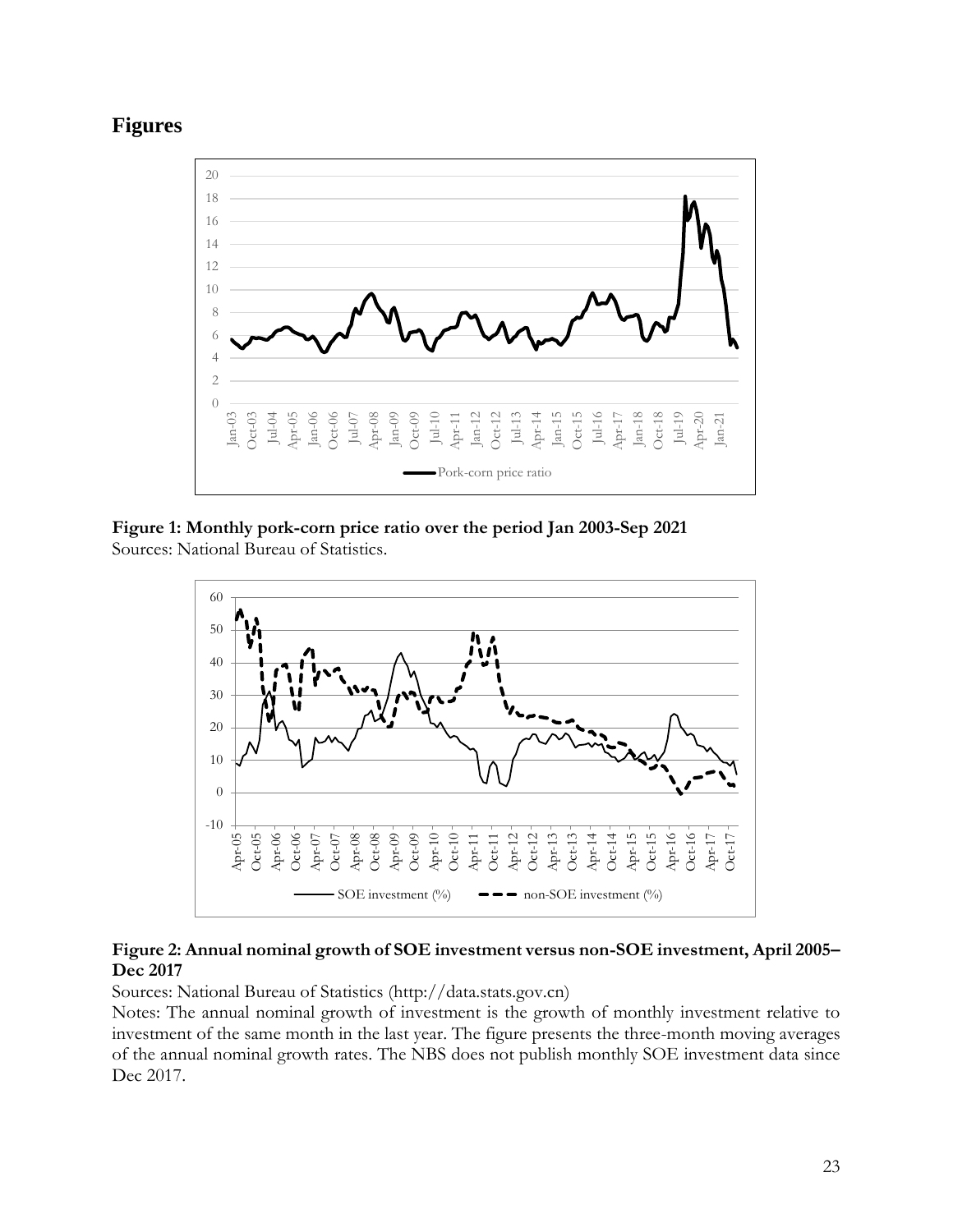# Figures

**Figure 1: Monthly pork-corn price ratio over the period Jan 2003-Sep 2021**
Sources: National Bureau of Statistics.

**Figure 2: Annual nominal growth of SOE investment versus non-SOE investment, April 2005–Dec 2017**
Sources: National Bureau of Statistics (http://data.stats.gov.cn)
Notes: The annual nominal growth of investment is the growth of monthly investment relative to investment of the same month in the last year. The figure presents the three-month moving averages of the annual nominal growth rates. The NBS does not publish monthly SOE investment data since Dec 2017.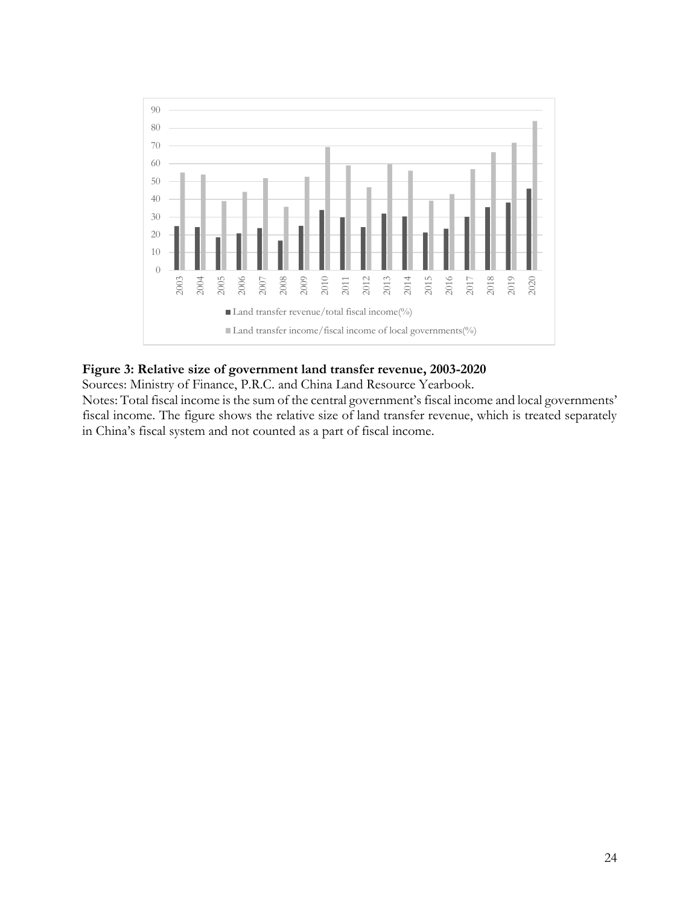90
80
70
60
50
40
30
20
10
0

2003 2004 2005 2006 2007 2008 2009 2010 2011 2012 2013 2014 2015 2016 2017 2018 2019 2020

■ Land transfer revenue/total fiscal income(%)

■ Land transfer income/fiscal income of local governments(%)

**Figure 3: Relative size of government land transfer revenue, 2003-2020**

Sources: Ministry of Finance, P.R.C. and China Land Resource Yearbook.

Notes: Total fiscal income is the sum of the central government's fiscal income and local governments' fiscal income. The figure shows the relative size of land transfer revenue, which is treated separately in China's fiscal system and not counted as a part of fiscal income.